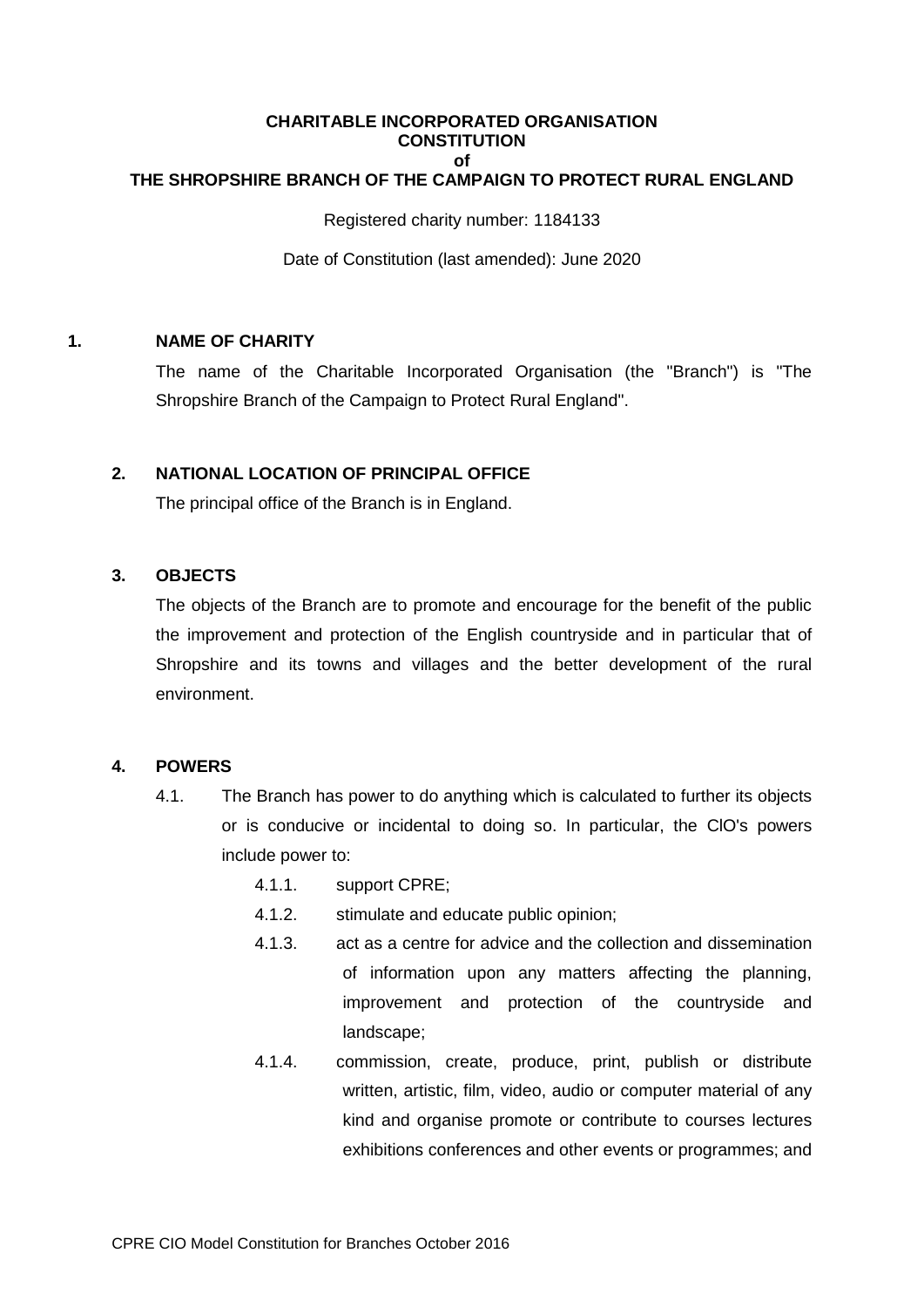**CHARITABLE INCORPORATED ORGANISATION**
**CONSTITUTION**
**of**
**THE SHROPSHIRE BRANCH OF THE CAMPAIGN TO PROTECT RURAL ENGLAND**

Registered charity number: 1184133

Date of Constitution (last amended): June 2020

## 1. NAME OF CHARITY

The name of the Charitable Incorporated Organisation (the "Branch") is "The Shropshire Branch of the Campaign to Protect Rural England".

## 2. NATIONAL LOCATION OF PRINCIPAL OFFICE

The principal office of the Branch is in England.

## 3. OBJECTS

The objects of the Branch are to promote and encourage for the benefit of the public the improvement and protection of the English countryside and in particular that of Shropshire and its towns and villages and the better development of the rural environment.

## 4. POWERS

4.1. The Branch has power to do anything which is calculated to further its objects or is conducive or incidental to doing so. In particular, the CIO's powers include power to:

- 4.1.1. support CPRE;
- 4.1.2. stimulate and educate public opinion;
- 4.1.3. act as a centre for advice and the collection and dissemination of information upon any matters affecting the planning, improvement and protection of the countryside and landscape;
- 4.1.4. commission, create, produce, print, publish or distribute written, artistic, film, video, audio or computer material of any kind and organise promote or contribute to courses lectures exhibitions conferences and other events or programmes; and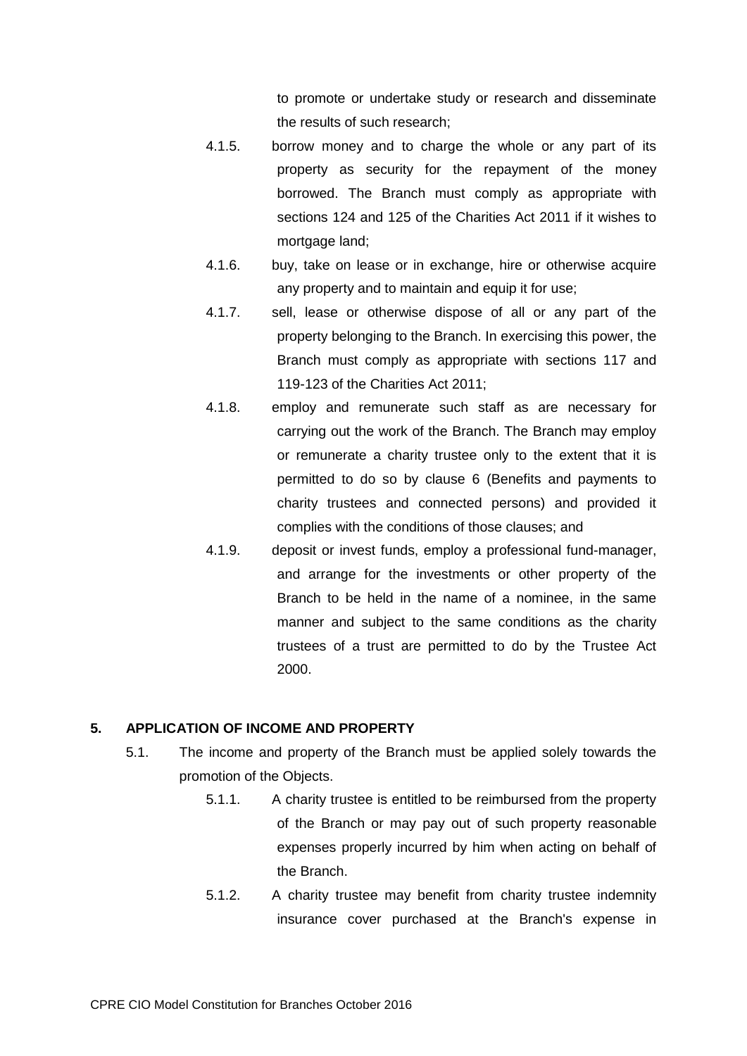to promote or undertake study or research and disseminate the results of such research;

4.1.5. borrow money and to charge the whole or any part of its property as security for the repayment of the money borrowed. The Branch must comply as appropriate with sections 124 and 125 of the Charities Act 2011 if it wishes to mortgage land;

4.1.6. buy, take on lease or in exchange, hire or otherwise acquire any property and to maintain and equip it for use;

4.1.7. sell, lease or otherwise dispose of all or any part of the property belonging to the Branch. In exercising this power, the Branch must comply as appropriate with sections 117 and 119-123 of the Charities Act 2011;

4.1.8. employ and remunerate such staff as are necessary for carrying out the work of the Branch. The Branch may employ or remunerate a charity trustee only to the extent that it is permitted to do so by clause 6 (Benefits and payments to charity trustees and connected persons) and provided it complies with the conditions of those clauses; and

4.1.9. deposit or invest funds, employ a professional fund-manager, and arrange for the investments or other property of the Branch to be held in the name of a nominee, in the same manner and subject to the same conditions as the charity trustees of a trust are permitted to do by the Trustee Act 2000.

## 5. APPLICATION OF INCOME AND PROPERTY

5.1. The income and property of the Branch must be applied solely towards the promotion of the Objects.

5.1.1. A charity trustee is entitled to be reimbursed from the property of the Branch or may pay out of such property reasonable expenses properly incurred by him when acting on behalf of the Branch.

5.1.2. A charity trustee may benefit from charity trustee indemnity insurance cover purchased at the Branch's expense in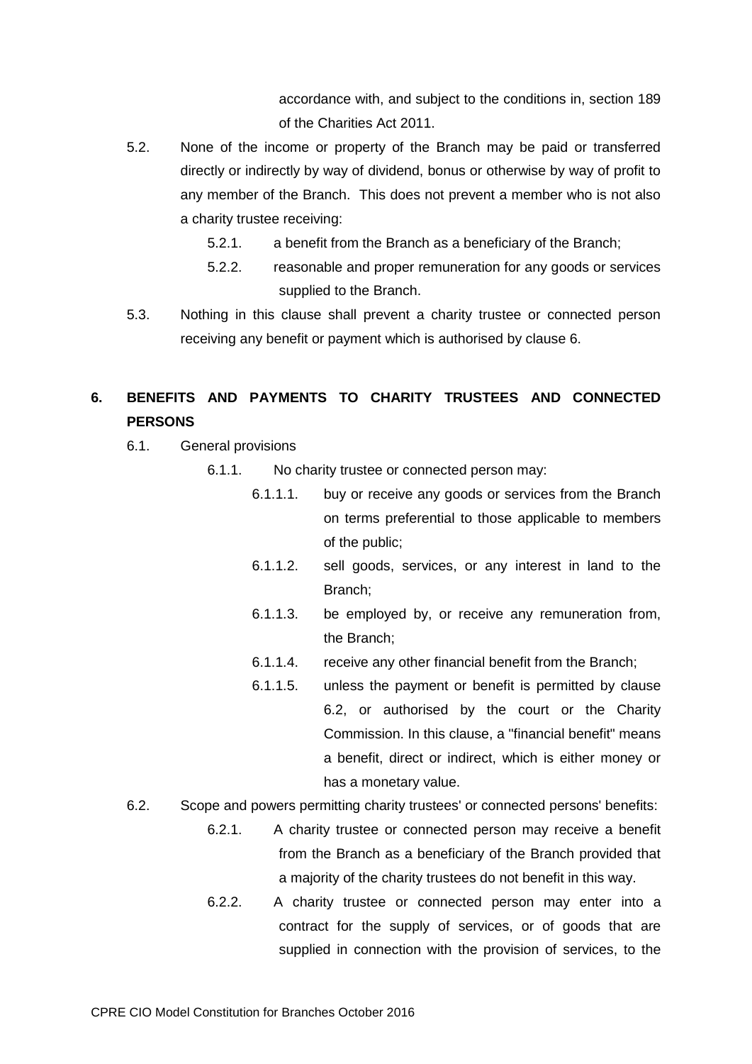accordance with, and subject to the conditions in, section 189 of the Charities Act 2011.

5.2. None of the income or property of the Branch may be paid or transferred directly or indirectly by way of dividend, bonus or otherwise by way of profit to any member of the Branch. This does not prevent a member who is not also a charity trustee receiving:

- 5.2.1. a benefit from the Branch as a beneficiary of the Branch;
- 5.2.2. reasonable and proper remuneration for any goods or services supplied to the Branch.

5.3. Nothing in this clause shall prevent a charity trustee or connected person receiving any benefit or payment which is authorised by clause 6.

## 6. BENEFITS AND PAYMENTS TO CHARITY TRUSTEES AND CONNECTED PERSONS

6.1. General provisions

- 6.1.1. No charity trustee or connected person may:
  - 6.1.1.1. buy or receive any goods or services from the Branch on terms preferential to those applicable to members of the public;
  - 6.1.1.2. sell goods, services, or any interest in land to the Branch;
  - 6.1.1.3. be employed by, or receive any remuneration from, the Branch;
  - 6.1.1.4. receive any other financial benefit from the Branch;
  - 6.1.1.5. unless the payment or benefit is permitted by clause 6.2, or authorised by the court or the Charity Commission. In this clause, a "financial benefit" means a benefit, direct or indirect, which is either money or has a monetary value.

6.2. Scope and powers permitting charity trustees' or connected persons' benefits:

- 6.2.1. A charity trustee or connected person may receive a benefit from the Branch as a beneficiary of the Branch provided that a majority of the charity trustees do not benefit in this way.
- 6.2.2. A charity trustee or connected person may enter into a contract for the supply of services, or of goods that are supplied in connection with the provision of services, to the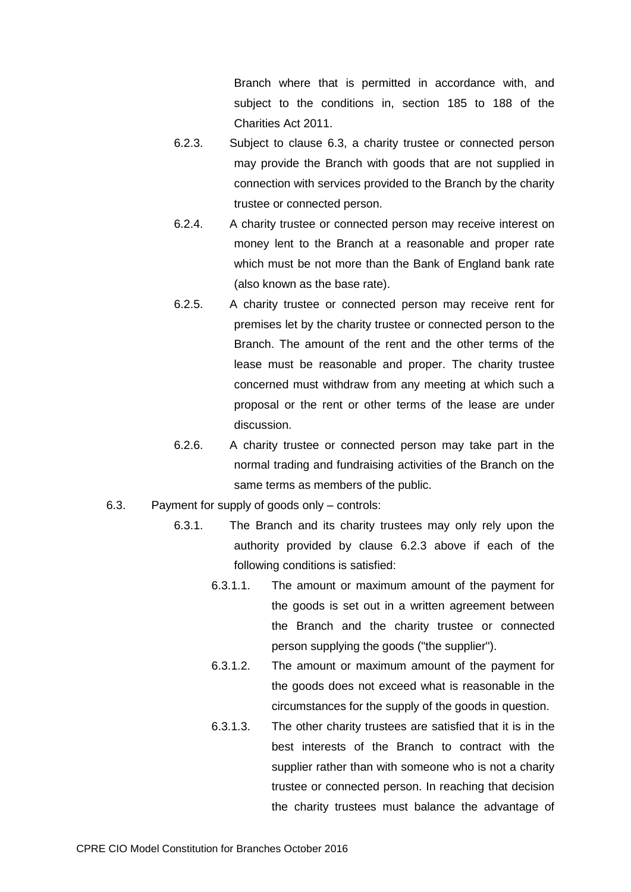Branch where that is permitted in accordance with, and subject to the conditions in, section 185 to 188 of the Charities Act 2011.

6.2.3. Subject to clause 6.3, a charity trustee or connected person may provide the Branch with goods that are not supplied in connection with services provided to the Branch by the charity trustee or connected person.

6.2.4. A charity trustee or connected person may receive interest on money lent to the Branch at a reasonable and proper rate which must be not more than the Bank of England bank rate (also known as the base rate).

6.2.5. A charity trustee or connected person may receive rent for premises let by the charity trustee or connected person to the Branch. The amount of the rent and the other terms of the lease must be reasonable and proper. The charity trustee concerned must withdraw from any meeting at which such a proposal or the rent or other terms of the lease are under discussion.

6.2.6. A charity trustee or connected person may take part in the normal trading and fundraising activities of the Branch on the same terms as members of the public.

6.3. Payment for supply of goods only – controls:

6.3.1. The Branch and its charity trustees may only rely upon the authority provided by clause 6.2.3 above if each of the following conditions is satisfied:

6.3.1.1. The amount or maximum amount of the payment for the goods is set out in a written agreement between the Branch and the charity trustee or connected person supplying the goods ("the supplier").

6.3.1.2. The amount or maximum amount of the payment for the goods does not exceed what is reasonable in the circumstances for the supply of the goods in question.

6.3.1.3. The other charity trustees are satisfied that it is in the best interests of the Branch to contract with the supplier rather than with someone who is not a charity trustee or connected person. In reaching that decision the charity trustees must balance the advantage of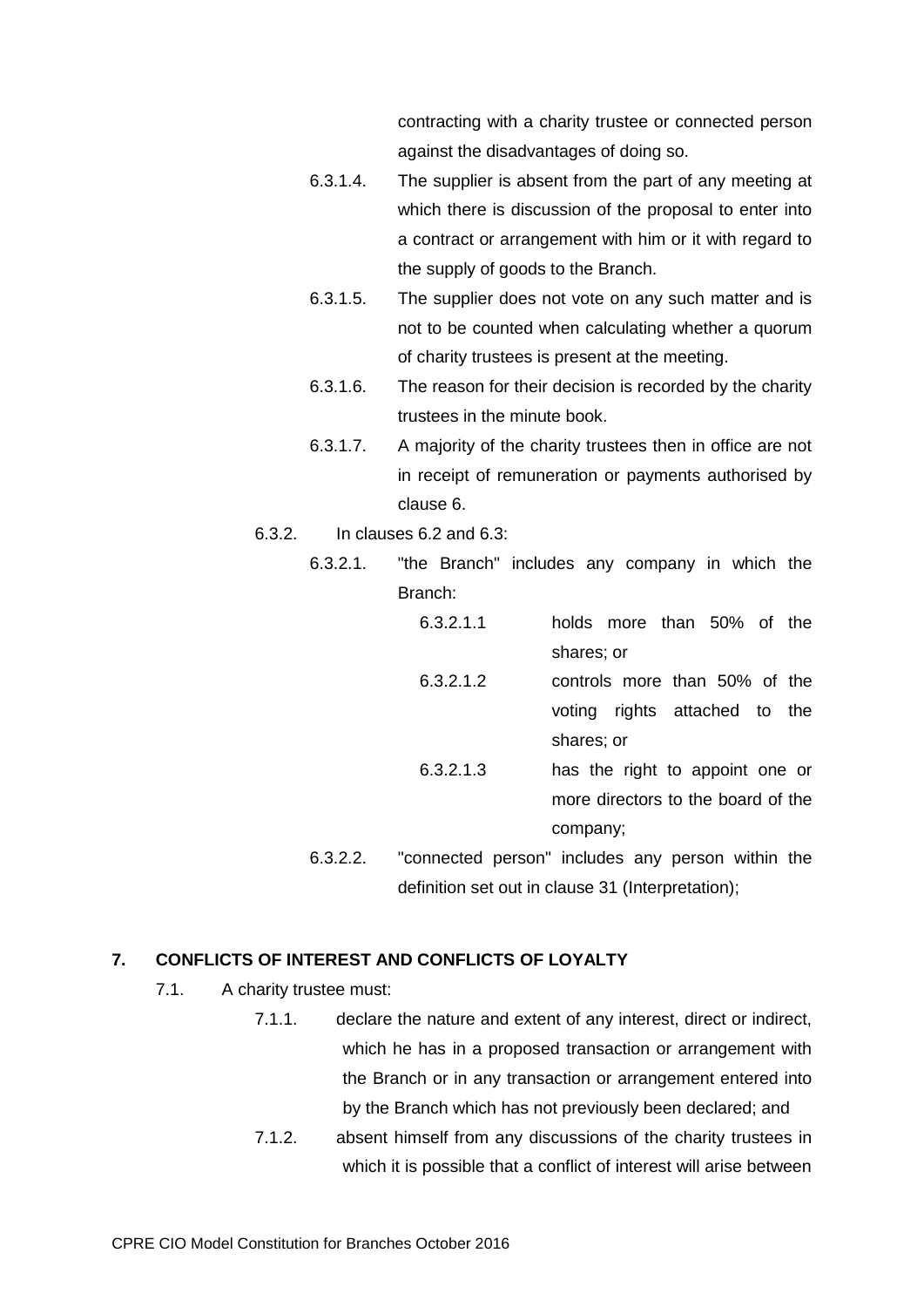contracting with a charity trustee or connected person against the disadvantages of doing so.

- 6.3.1.4. The supplier is absent from the part of any meeting at which there is discussion of the proposal to enter into a contract or arrangement with him or it with regard to the supply of goods to the Branch.
- 6.3.1.5. The supplier does not vote on any such matter and is not to be counted when calculating whether a quorum of charity trustees is present at the meeting.
- 6.3.1.6. The reason for their decision is recorded by the charity trustees in the minute book.
- 6.3.1.7. A majority of the charity trustees then in office are not in receipt of remuneration or payments authorised by clause 6.

6.3.2. In clauses 6.2 and 6.3:

- 6.3.2.1. "the Branch" includes any company in which the Branch:
  - 6.3.2.1.1 holds more than 50% of the shares; or
  - 6.3.2.1.2 controls more than 50% of the voting rights attached to the shares; or
  - 6.3.2.1.3 has the right to appoint one or more directors to the board of the company;
- 6.3.2.2. "connected person" includes any person within the definition set out in clause 31 (Interpretation);

## 7. CONFLICTS OF INTEREST AND CONFLICTS OF LOYALTY

7.1. A charity trustee must:

- 7.1.1. declare the nature and extent of any interest, direct or indirect, which he has in a proposed transaction or arrangement with the Branch or in any transaction or arrangement entered into by the Branch which has not previously been declared; and
- 7.1.2. absent himself from any discussions of the charity trustees in which it is possible that a conflict of interest will arise between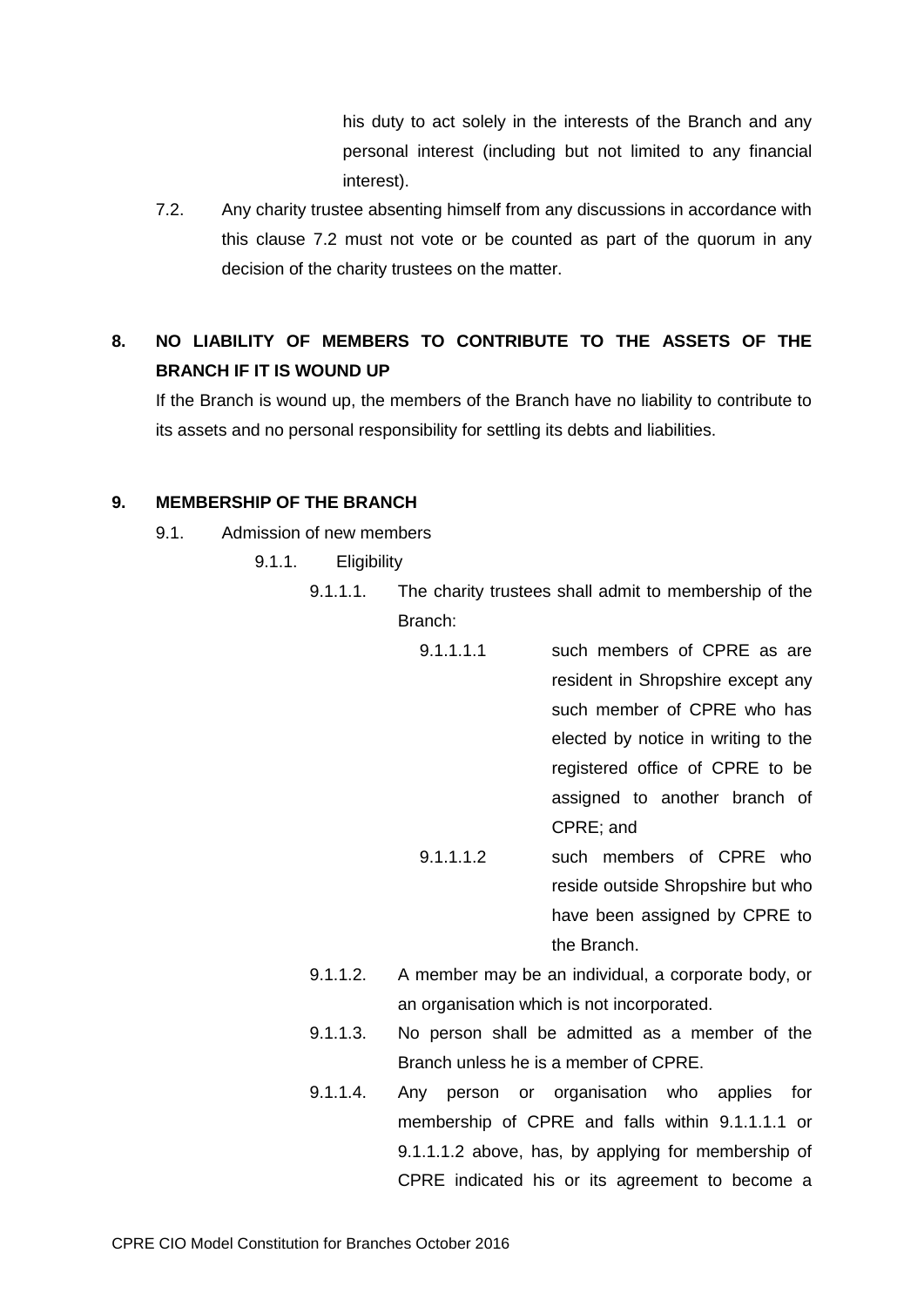his duty to act solely in the interests of the Branch and any personal interest (including but not limited to any financial interest).

7.2. Any charity trustee absenting himself from any discussions in accordance with this clause 7.2 must not vote or be counted as part of the quorum in any decision of the charity trustees on the matter.

**8. NO LIABILITY OF MEMBERS TO CONTRIBUTE TO THE ASSETS OF THE BRANCH IF IT IS WOUND UP**

If the Branch is wound up, the members of the Branch have no liability to contribute to its assets and no personal responsibility for settling its debts and liabilities.

**9. MEMBERSHIP OF THE BRANCH**

9.1. Admission of new members

9.1.1. Eligibility

9.1.1.1. The charity trustees shall admit to membership of the Branch:

9.1.1.1.1 such members of CPRE as are resident in Shropshire except any such member of CPRE who has elected by notice in writing to the registered office of CPRE to be assigned to another branch of CPRE; and

9.1.1.1.2 such members of CPRE who reside outside Shropshire but who have been assigned by CPRE to the Branch.

9.1.1.2. A member may be an individual, a corporate body, or an organisation which is not incorporated.

9.1.1.3. No person shall be admitted as a member of the Branch unless he is a member of CPRE.

9.1.1.4. Any person or organisation who applies for membership of CPRE and falls within 9.1.1.1.1 or 9.1.1.1.2 above, has, by applying for membership of CPRE indicated his or its agreement to become a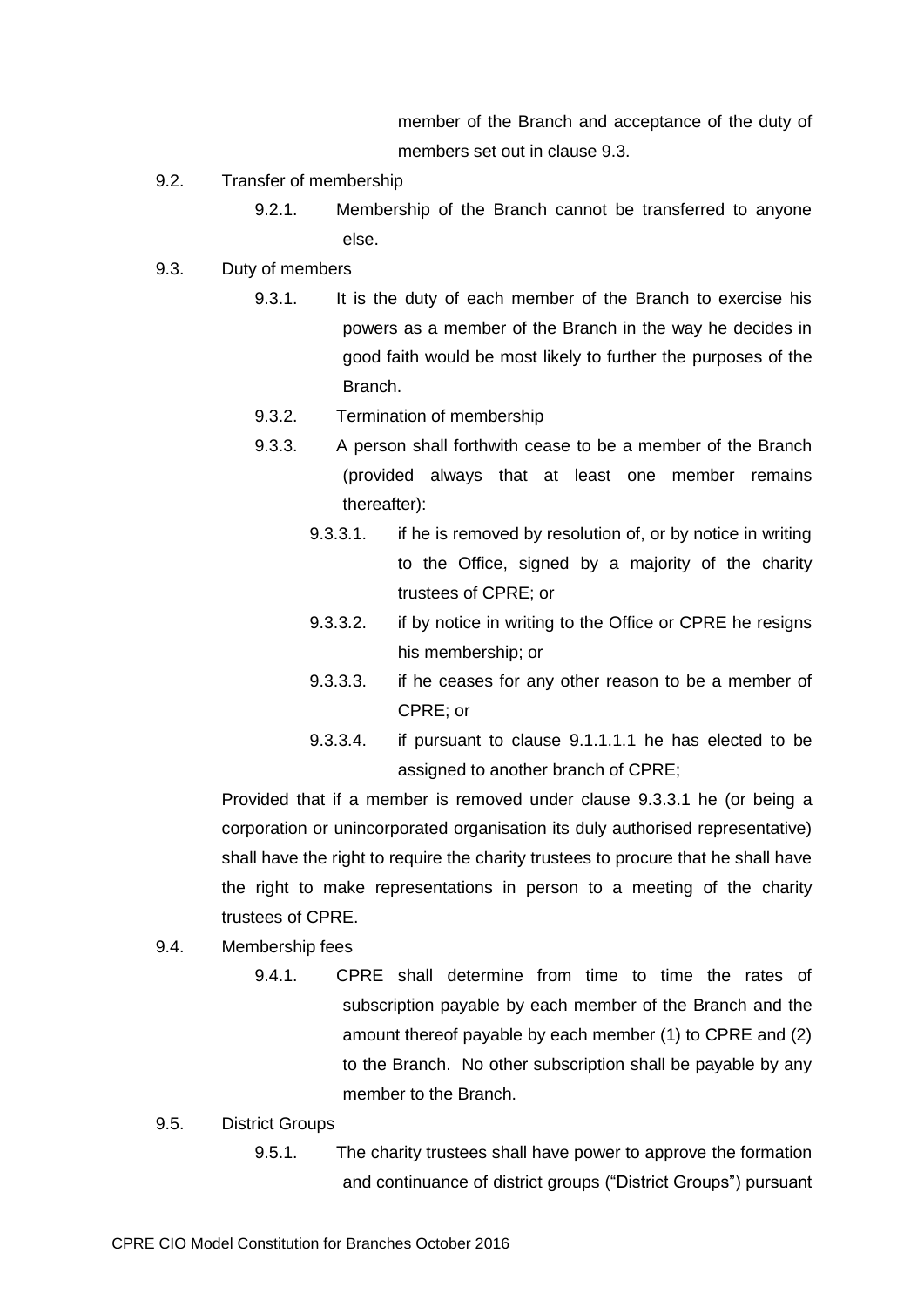member of the Branch and acceptance of the duty of members set out in clause 9.3.

9.2. Transfer of membership

9.2.1. Membership of the Branch cannot be transferred to anyone else.

9.3. Duty of members

9.3.1. It is the duty of each member of the Branch to exercise his powers as a member of the Branch in the way he decides in good faith would be most likely to further the purposes of the Branch.

9.3.2. Termination of membership

9.3.3. A person shall forthwith cease to be a member of the Branch (provided always that at least one member remains thereafter):

9.3.3.1. if he is removed by resolution of, or by notice in writing to the Office, signed by a majority of the charity trustees of CPRE; or

9.3.3.2. if by notice in writing to the Office or CPRE he resigns his membership; or

9.3.3.3. if he ceases for any other reason to be a member of CPRE; or

9.3.3.4. if pursuant to clause 9.1.1.1.1 he has elected to be assigned to another branch of CPRE;

Provided that if a member is removed under clause 9.3.3.1 he (or being a corporation or unincorporated organisation its duly authorised representative) shall have the right to require the charity trustees to procure that he shall have the right to make representations in person to a meeting of the charity trustees of CPRE.

9.4. Membership fees

9.4.1. CPRE shall determine from time to time the rates of subscription payable by each member of the Branch and the amount thereof payable by each member (1) to CPRE and (2) to the Branch. No other subscription shall be payable by any member to the Branch.

9.5. District Groups

9.5.1. The charity trustees shall have power to approve the formation and continuance of district groups ("District Groups") pursuant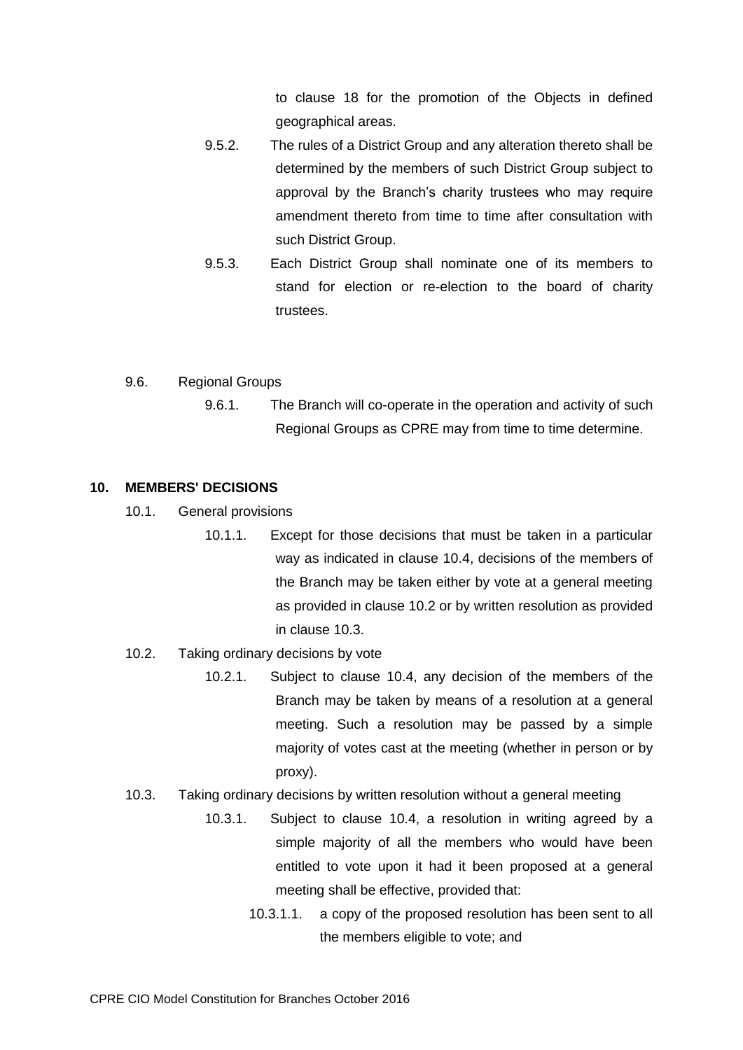to clause 18 for the promotion of the Objects in defined geographical areas.

9.5.2. The rules of a District Group and any alteration thereto shall be determined by the members of such District Group subject to approval by the Branch's charity trustees who may require amendment thereto from time to time after consultation with such District Group.

9.5.3. Each District Group shall nominate one of its members to stand for election or re-election to the board of charity trustees.

9.6. Regional Groups

9.6.1. The Branch will co-operate in the operation and activity of such Regional Groups as CPRE may from time to time determine.

## 10. MEMBERS' DECISIONS

10.1. General provisions

10.1.1. Except for those decisions that must be taken in a particular way as indicated in clause 10.4, decisions of the members of the Branch may be taken either by vote at a general meeting as provided in clause 10.2 or by written resolution as provided in clause 10.3.

10.2. Taking ordinary decisions by vote

10.2.1. Subject to clause 10.4, any decision of the members of the Branch may be taken by means of a resolution at a general meeting. Such a resolution may be passed by a simple majority of votes cast at the meeting (whether in person or by proxy).

10.3. Taking ordinary decisions by written resolution without a general meeting

10.3.1. Subject to clause 10.4, a resolution in writing agreed by a simple majority of all the members who would have been entitled to vote upon it had it been proposed at a general meeting shall be effective, provided that:

10.3.1.1. a copy of the proposed resolution has been sent to all the members eligible to vote; and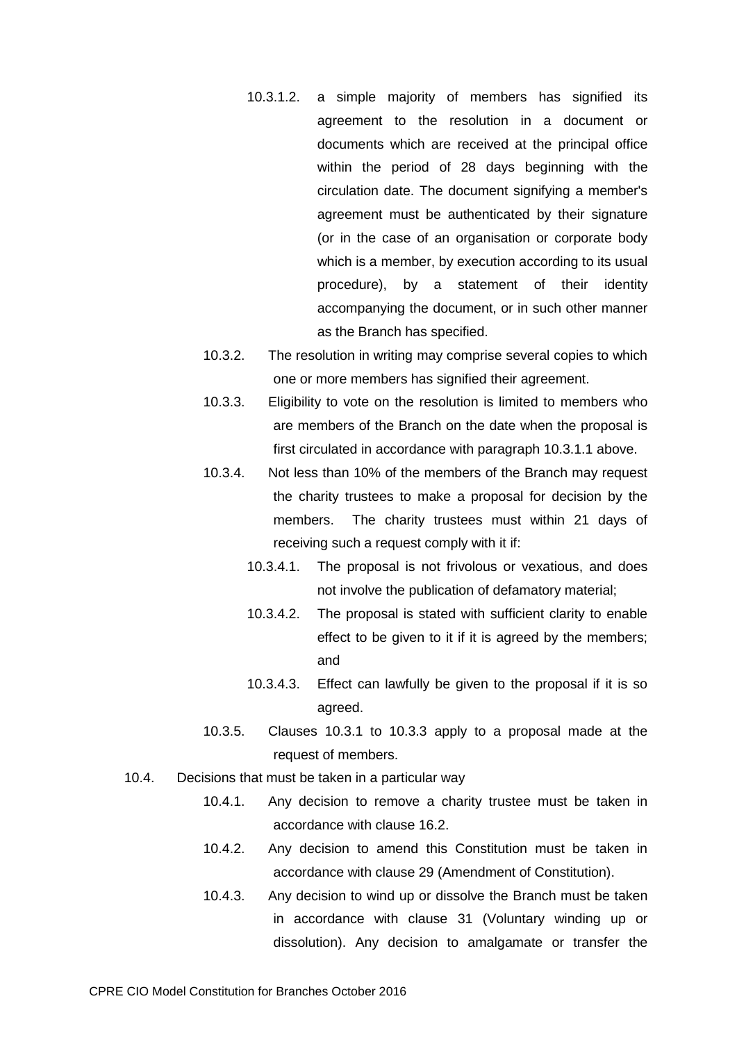10.3.1.2. a simple majority of members has signified its agreement to the resolution in a document or documents which are received at the principal office within the period of 28 days beginning with the circulation date. The document signifying a member's agreement must be authenticated by their signature (or in the case of an organisation or corporate body which is a member, by execution according to its usual procedure), by a statement of their identity accompanying the document, or in such other manner as the Branch has specified.

10.3.2. The resolution in writing may comprise several copies to which one or more members has signified their agreement.

10.3.3. Eligibility to vote on the resolution is limited to members who are members of the Branch on the date when the proposal is first circulated in accordance with paragraph 10.3.1.1 above.

10.3.4. Not less than 10% of the members of the Branch may request the charity trustees to make a proposal for decision by the members. The charity trustees must within 21 days of receiving such a request comply with it if:

10.3.4.1. The proposal is not frivolous or vexatious, and does not involve the publication of defamatory material;

10.3.4.2. The proposal is stated with sufficient clarity to enable effect to be given to it if it is agreed by the members; and

10.3.4.3. Effect can lawfully be given to the proposal if it is so agreed.

10.3.5. Clauses 10.3.1 to 10.3.3 apply to a proposal made at the request of members.

10.4. Decisions that must be taken in a particular way

10.4.1. Any decision to remove a charity trustee must be taken in accordance with clause 16.2.

10.4.2. Any decision to amend this Constitution must be taken in accordance with clause 29 (Amendment of Constitution).

10.4.3. Any decision to wind up or dissolve the Branch must be taken in accordance with clause 31 (Voluntary winding up or dissolution). Any decision to amalgamate or transfer the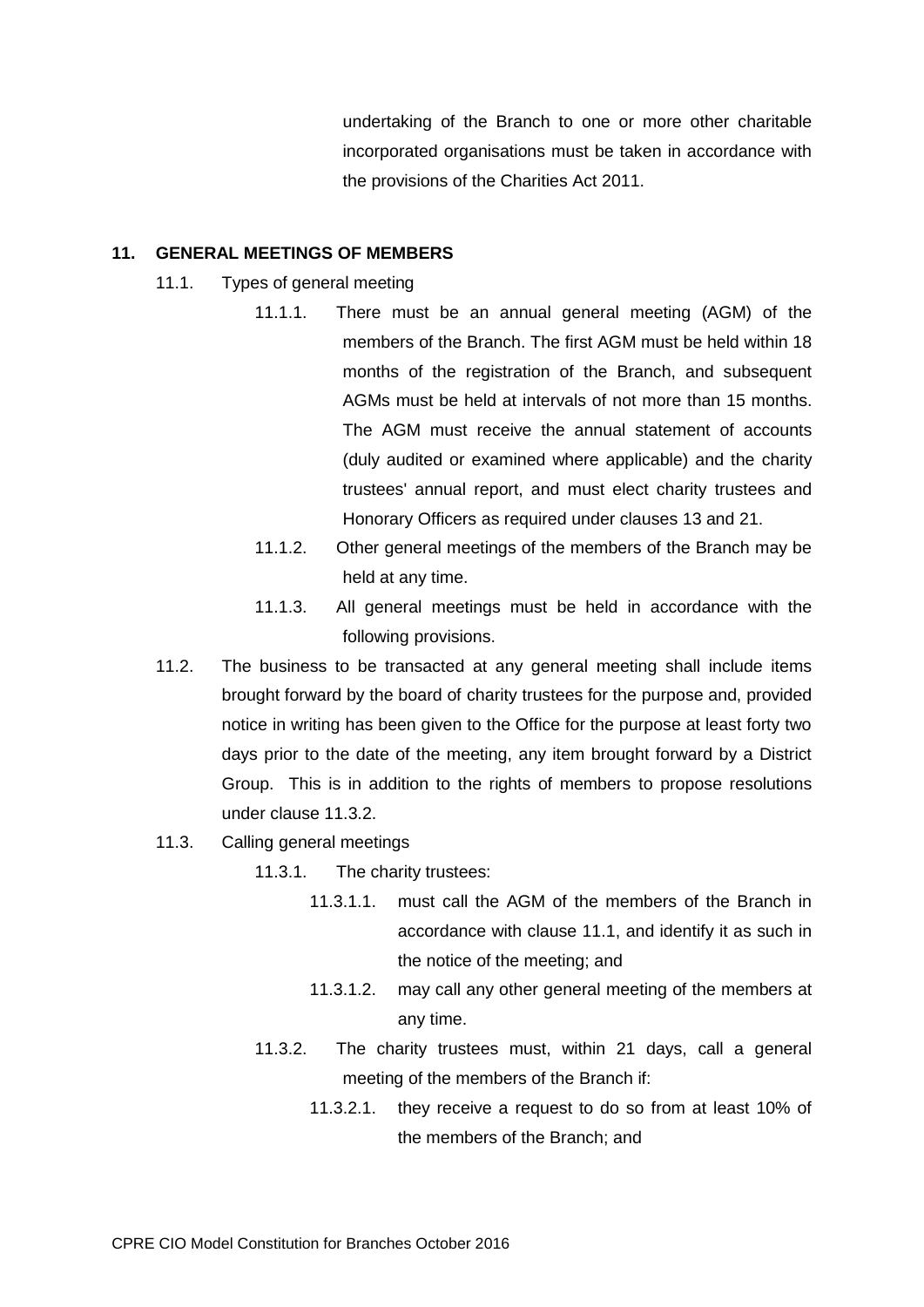undertaking of the Branch to one or more other charitable incorporated organisations must be taken in accordance with the provisions of the Charities Act 2011.

**11. GENERAL MEETINGS OF MEMBERS**

11.1. Types of general meeting

11.1.1. There must be an annual general meeting (AGM) of the members of the Branch. The first AGM must be held within 18 months of the registration of the Branch, and subsequent AGMs must be held at intervals of not more than 15 months. The AGM must receive the annual statement of accounts (duly audited or examined where applicable) and the charity trustees' annual report, and must elect charity trustees and Honorary Officers as required under clauses 13 and 21.

11.1.2. Other general meetings of the members of the Branch may be held at any time.

11.1.3. All general meetings must be held in accordance with the following provisions.

11.2. The business to be transacted at any general meeting shall include items brought forward by the board of charity trustees for the purpose and, provided notice in writing has been given to the Office for the purpose at least forty two days prior to the date of the meeting, any item brought forward by a District Group. This is in addition to the rights of members to propose resolutions under clause 11.3.2.

11.3. Calling general meetings

11.3.1. The charity trustees:

11.3.1.1. must call the AGM of the members of the Branch in accordance with clause 11.1, and identify it as such in the notice of the meeting; and

11.3.1.2. may call any other general meeting of the members at any time.

11.3.2. The charity trustees must, within 21 days, call a general meeting of the members of the Branch if:

11.3.2.1. they receive a request to do so from at least 10% of the members of the Branch; and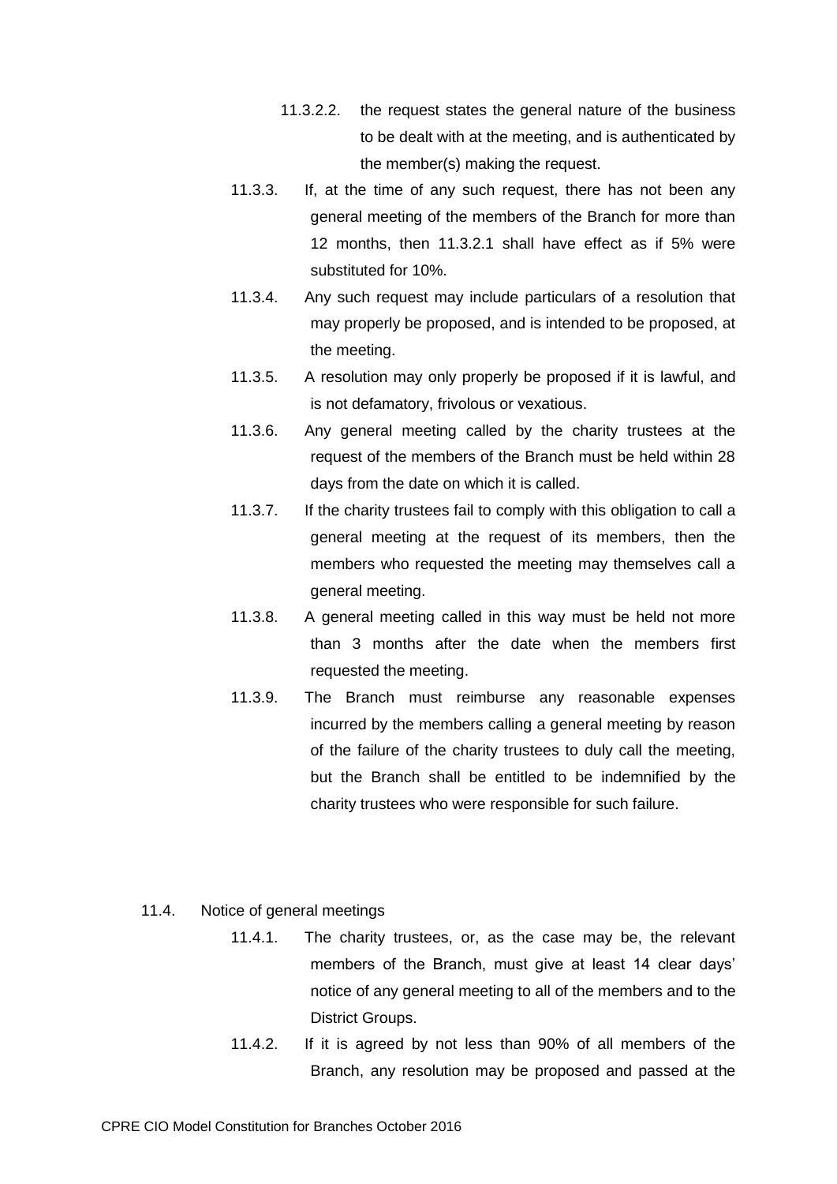11.3.2.2. the request states the general nature of the business to be dealt with at the meeting, and is authenticated by the member(s) making the request.

11.3.3. If, at the time of any such request, there has not been any general meeting of the members of the Branch for more than 12 months, then 11.3.2.1 shall have effect as if 5% were substituted for 10%.

11.3.4. Any such request may include particulars of a resolution that may properly be proposed, and is intended to be proposed, at the meeting.

11.3.5. A resolution may only properly be proposed if it is lawful, and is not defamatory, frivolous or vexatious.

11.3.6. Any general meeting called by the charity trustees at the request of the members of the Branch must be held within 28 days from the date on which it is called.

11.3.7. If the charity trustees fail to comply with this obligation to call a general meeting at the request of its members, then the members who requested the meeting may themselves call a general meeting.

11.3.8. A general meeting called in this way must be held not more than 3 months after the date when the members first requested the meeting.

11.3.9. The Branch must reimburse any reasonable expenses incurred by the members calling a general meeting by reason of the failure of the charity trustees to duly call the meeting, but the Branch shall be entitled to be indemnified by the charity trustees who were responsible for such failure.

11.4. Notice of general meetings

11.4.1. The charity trustees, or, as the case may be, the relevant members of the Branch, must give at least 14 clear days' notice of any general meeting to all of the members and to the District Groups.

11.4.2. If it is agreed by not less than 90% of all members of the Branch, any resolution may be proposed and passed at the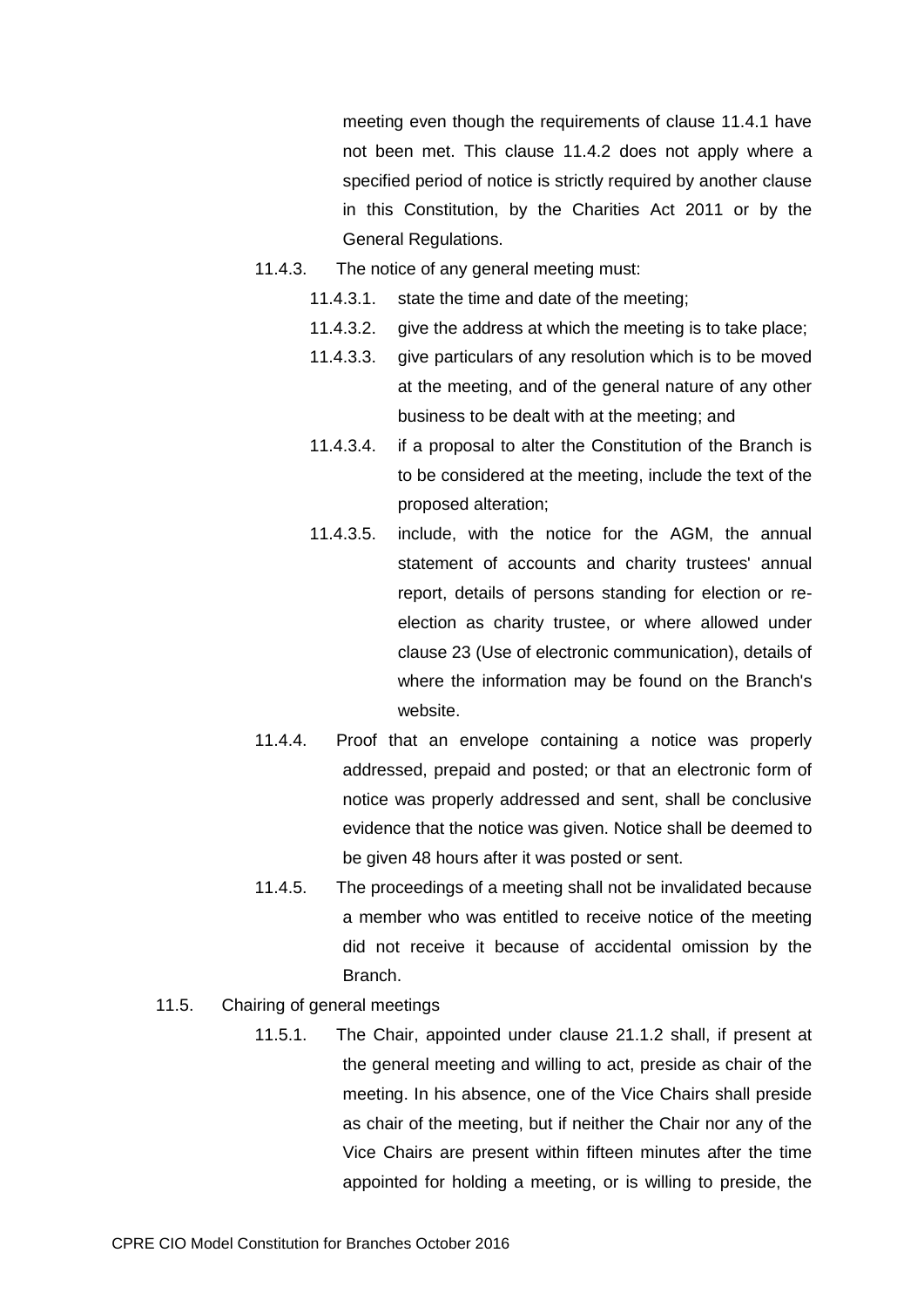meeting even though the requirements of clause 11.4.1 have not been met. This clause 11.4.2 does not apply where a specified period of notice is strictly required by another clause in this Constitution, by the Charities Act 2011 or by the General Regulations.

11.4.3. The notice of any general meeting must:

11.4.3.1. state the time and date of the meeting;

11.4.3.2. give the address at which the meeting is to take place;

11.4.3.3. give particulars of any resolution which is to be moved at the meeting, and of the general nature of any other business to be dealt with at the meeting; and

11.4.3.4. if a proposal to alter the Constitution of the Branch is to be considered at the meeting, include the text of the proposed alteration;

11.4.3.5. include, with the notice for the AGM, the annual statement of accounts and charity trustees' annual report, details of persons standing for election or re-election as charity trustee, or where allowed under clause 23 (Use of electronic communication), details of where the information may be found on the Branch's website.

11.4.4. Proof that an envelope containing a notice was properly addressed, prepaid and posted; or that an electronic form of notice was properly addressed and sent, shall be conclusive evidence that the notice was given. Notice shall be deemed to be given 48 hours after it was posted or sent.

11.4.5. The proceedings of a meeting shall not be invalidated because a member who was entitled to receive notice of the meeting did not receive it because of accidental omission by the Branch.

11.5. Chairing of general meetings

11.5.1. The Chair, appointed under clause 21.1.2 shall, if present at the general meeting and willing to act, preside as chair of the meeting. In his absence, one of the Vice Chairs shall preside as chair of the meeting, but if neither the Chair nor any of the Vice Chairs are present within fifteen minutes after the time appointed for holding a meeting, or is willing to preside, the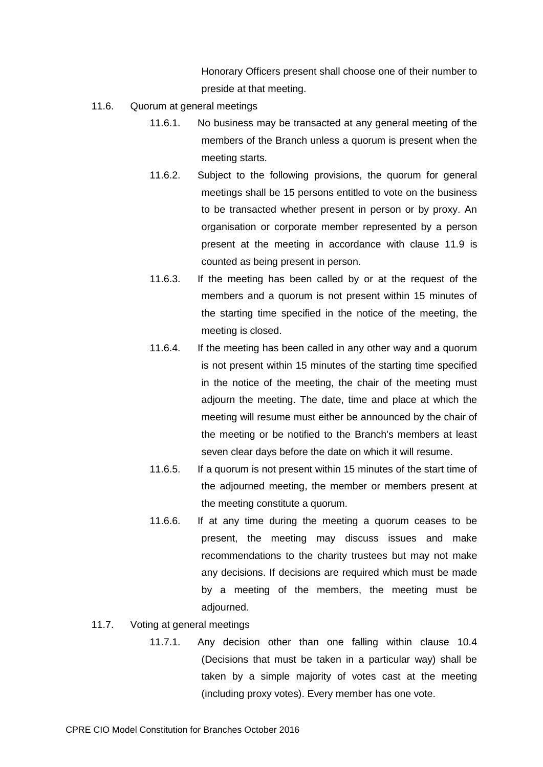Honorary Officers present shall choose one of their number to preside at that meeting.

11.6. Quorum at general meetings

11.6.1. No business may be transacted at any general meeting of the members of the Branch unless a quorum is present when the meeting starts.

11.6.2. Subject to the following provisions, the quorum for general meetings shall be 15 persons entitled to vote on the business to be transacted whether present in person or by proxy. An organisation or corporate member represented by a person present at the meeting in accordance with clause 11.9 is counted as being present in person.

11.6.3. If the meeting has been called by or at the request of the members and a quorum is not present within 15 minutes of the starting time specified in the notice of the meeting, the meeting is closed.

11.6.4. If the meeting has been called in any other way and a quorum is not present within 15 minutes of the starting time specified in the notice of the meeting, the chair of the meeting must adjourn the meeting. The date, time and place at which the meeting will resume must either be announced by the chair of the meeting or be notified to the Branch's members at least seven clear days before the date on which it will resume.

11.6.5. If a quorum is not present within 15 minutes of the start time of the adjourned meeting, the member or members present at the meeting constitute a quorum.

11.6.6. If at any time during the meeting a quorum ceases to be present, the meeting may discuss issues and make recommendations to the charity trustees but may not make any decisions. If decisions are required which must be made by a meeting of the members, the meeting must be adjourned.

11.7. Voting at general meetings

11.7.1. Any decision other than one falling within clause 10.4 (Decisions that must be taken in a particular way) shall be taken by a simple majority of votes cast at the meeting (including proxy votes). Every member has one vote.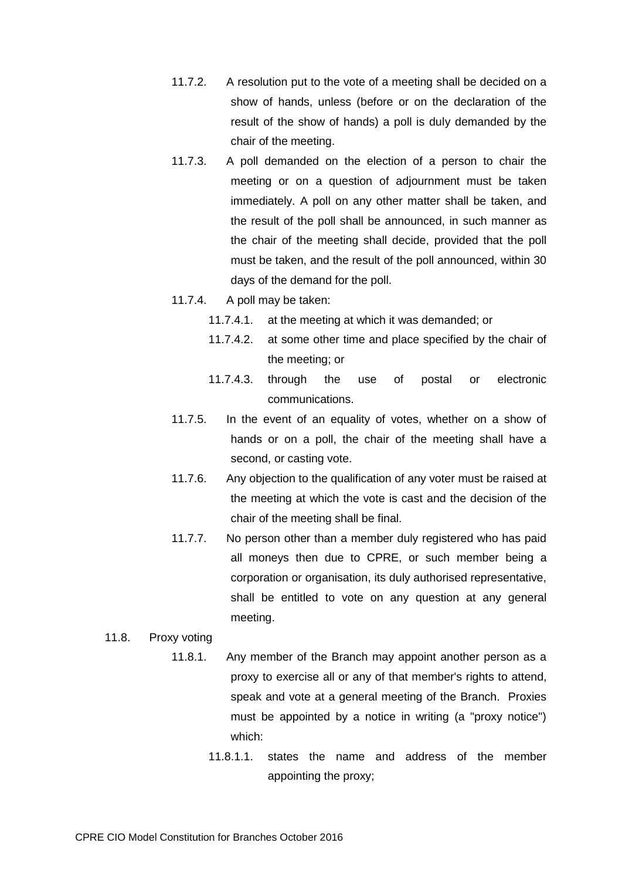11.7.2. A resolution put to the vote of a meeting shall be decided on a show of hands, unless (before or on the declaration of the result of the show of hands) a poll is duly demanded by the chair of the meeting.

11.7.3. A poll demanded on the election of a person to chair the meeting or on a question of adjournment must be taken immediately. A poll on any other matter shall be taken, and the result of the poll shall be announced, in such manner as the chair of the meeting shall decide, provided that the poll must be taken, and the result of the poll announced, within 30 days of the demand for the poll.

11.7.4. A poll may be taken:

11.7.4.1. at the meeting at which it was demanded; or

11.7.4.2. at some other time and place specified by the chair of the meeting; or

11.7.4.3. through the use of postal or electronic communications.

11.7.5. In the event of an equality of votes, whether on a show of hands or on a poll, the chair of the meeting shall have a second, or casting vote.

11.7.6. Any objection to the qualification of any voter must be raised at the meeting at which the vote is cast and the decision of the chair of the meeting shall be final.

11.7.7. No person other than a member duly registered who has paid all moneys then due to CPRE, or such member being a corporation or organisation, its duly authorised representative, shall be entitled to vote on any question at any general meeting.

11.8. Proxy voting

11.8.1. Any member of the Branch may appoint another person as a proxy to exercise all or any of that member's rights to attend, speak and vote at a general meeting of the Branch. Proxies must be appointed by a notice in writing (a "proxy notice") which:

11.8.1.1. states the name and address of the member appointing the proxy;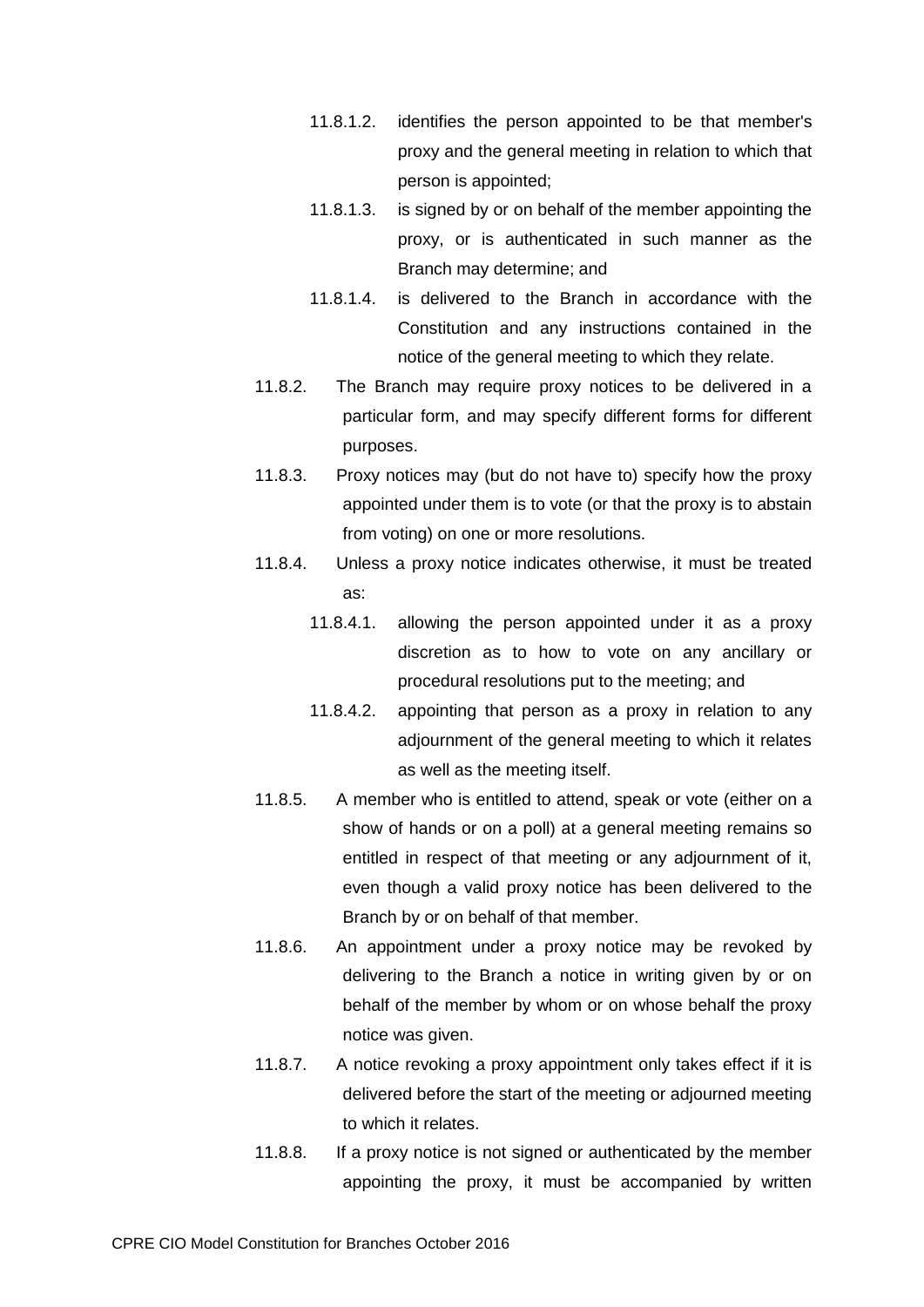- 11.8.1.2. identifies the person appointed to be that member's proxy and the general meeting in relation to which that person is appointed;
- 11.8.1.3. is signed by or on behalf of the member appointing the proxy, or is authenticated in such manner as the Branch may determine; and
- 11.8.1.4. is delivered to the Branch in accordance with the Constitution and any instructions contained in the notice of the general meeting to which they relate.

11.8.2. The Branch may require proxy notices to be delivered in a particular form, and may specify different forms for different purposes.

11.8.3. Proxy notices may (but do not have to) specify how the proxy appointed under them is to vote (or that the proxy is to abstain from voting) on one or more resolutions.

11.8.4. Unless a proxy notice indicates otherwise, it must be treated as:

- 11.8.4.1. allowing the person appointed under it as a proxy discretion as to how to vote on any ancillary or procedural resolutions put to the meeting; and
- 11.8.4.2. appointing that person as a proxy in relation to any adjournment of the general meeting to which it relates as well as the meeting itself.

11.8.5. A member who is entitled to attend, speak or vote (either on a show of hands or on a poll) at a general meeting remains so entitled in respect of that meeting or any adjournment of it, even though a valid proxy notice has been delivered to the Branch by or on behalf of that member.

11.8.6. An appointment under a proxy notice may be revoked by delivering to the Branch a notice in writing given by or on behalf of the member by whom or on whose behalf the proxy notice was given.

11.8.7. A notice revoking a proxy appointment only takes effect if it is delivered before the start of the meeting or adjourned meeting to which it relates.

11.8.8. If a proxy notice is not signed or authenticated by the member appointing the proxy, it must be accompanied by written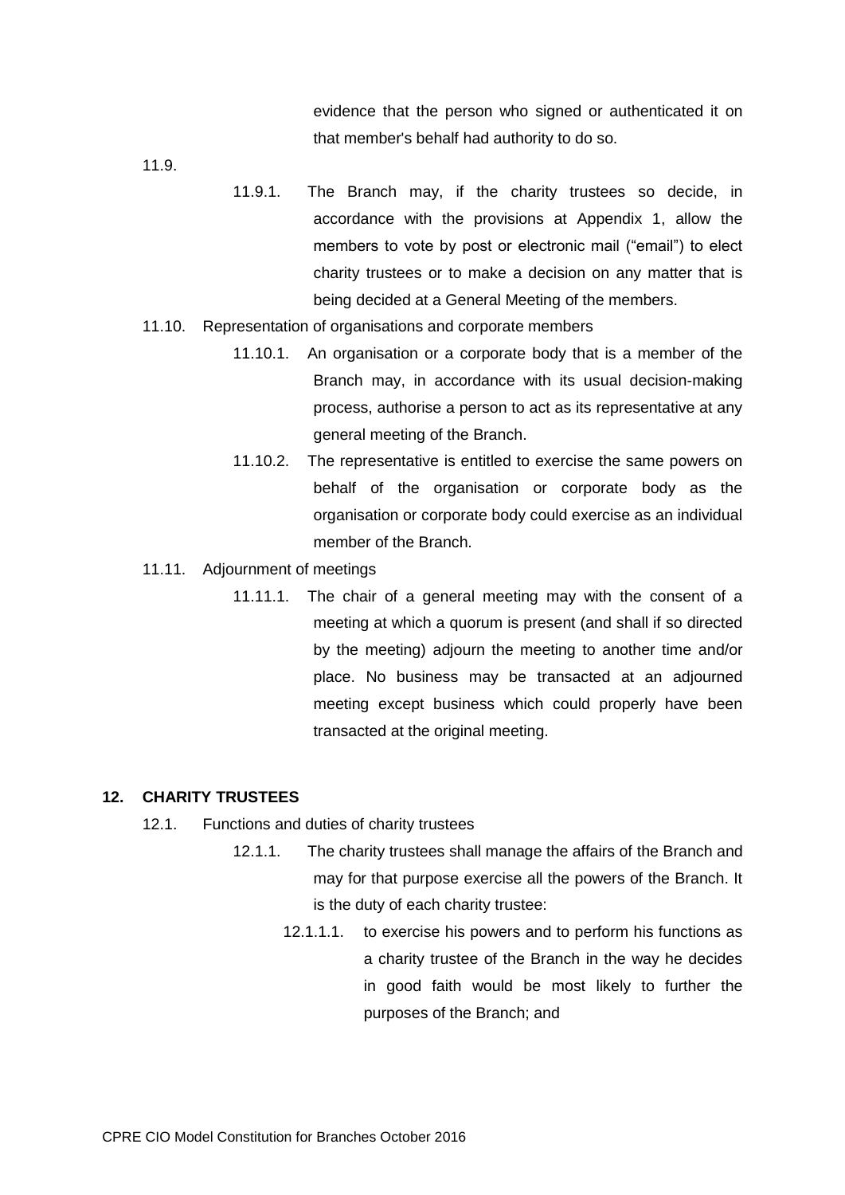evidence that the person who signed or authenticated it on that member's behalf had authority to do so.

11.9.

11.9.1. The Branch may, if the charity trustees so decide, in accordance with the provisions at Appendix 1, allow the members to vote by post or electronic mail ("email") to elect charity trustees or to make a decision on any matter that is being decided at a General Meeting of the members.

11.10. Representation of organisations and corporate members

11.10.1. An organisation or a corporate body that is a member of the Branch may, in accordance with its usual decision-making process, authorise a person to act as its representative at any general meeting of the Branch.

11.10.2. The representative is entitled to exercise the same powers on behalf of the organisation or corporate body as the organisation or corporate body could exercise as an individual member of the Branch.

11.11. Adjournment of meetings

11.11.1. The chair of a general meeting may with the consent of a meeting at which a quorum is present (and shall if so directed by the meeting) adjourn the meeting to another time and/or place. No business may be transacted at an adjourned meeting except business which could properly have been transacted at the original meeting.

## 12. CHARITY TRUSTEES

12.1. Functions and duties of charity trustees

12.1.1. The charity trustees shall manage the affairs of the Branch and may for that purpose exercise all the powers of the Branch. It is the duty of each charity trustee:

12.1.1.1. to exercise his powers and to perform his functions as a charity trustee of the Branch in the way he decides in good faith would be most likely to further the purposes of the Branch; and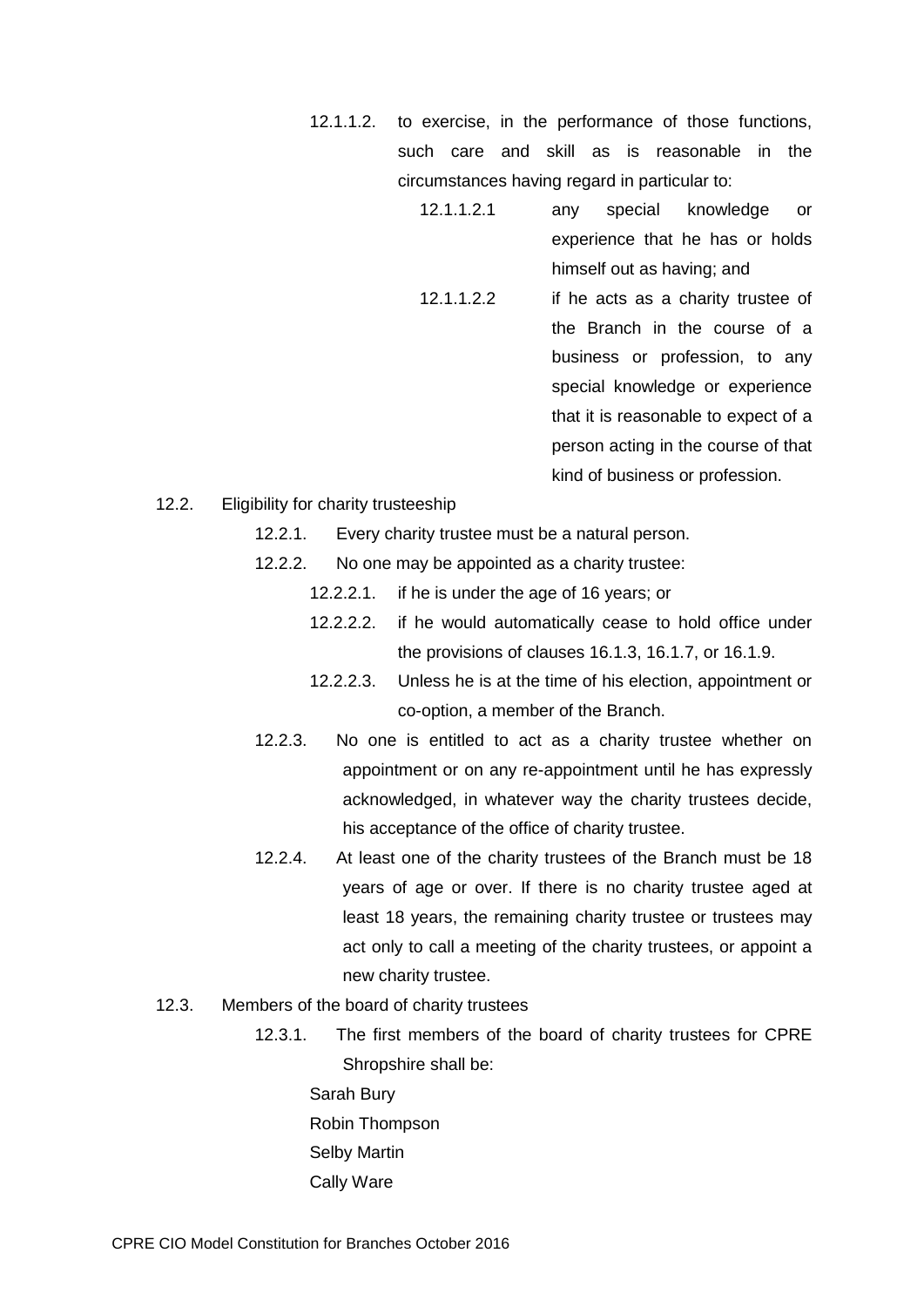12.1.1.2. to exercise, in the performance of those functions, such care and skill as is reasonable in the circumstances having regard in particular to:

12.1.1.2.1 any special knowledge or experience that he has or holds himself out as having; and

12.1.1.2.2 if he acts as a charity trustee of the Branch in the course of a business or profession, to any special knowledge or experience that it is reasonable to expect of a person acting in the course of that kind of business or profession.

12.2. Eligibility for charity trusteeship

12.2.1. Every charity trustee must be a natural person.

12.2.2. No one may be appointed as a charity trustee:

12.2.2.1. if he is under the age of 16 years; or

12.2.2.2. if he would automatically cease to hold office under the provisions of clauses 16.1.3, 16.1.7, or 16.1.9.

12.2.2.3. Unless he is at the time of his election, appointment or co-option, a member of the Branch.

12.2.3. No one is entitled to act as a charity trustee whether on appointment or on any re-appointment until he has expressly acknowledged, in whatever way the charity trustees decide, his acceptance of the office of charity trustee.

12.2.4. At least one of the charity trustees of the Branch must be 18 years of age or over. If there is no charity trustee aged at least 18 years, the remaining charity trustee or trustees may act only to call a meeting of the charity trustees, or appoint a new charity trustee.

12.3. Members of the board of charity trustees

12.3.1. The first members of the board of charity trustees for CPRE Shropshire shall be:

Sarah Bury

Robin Thompson

Selby Martin

Cally Ware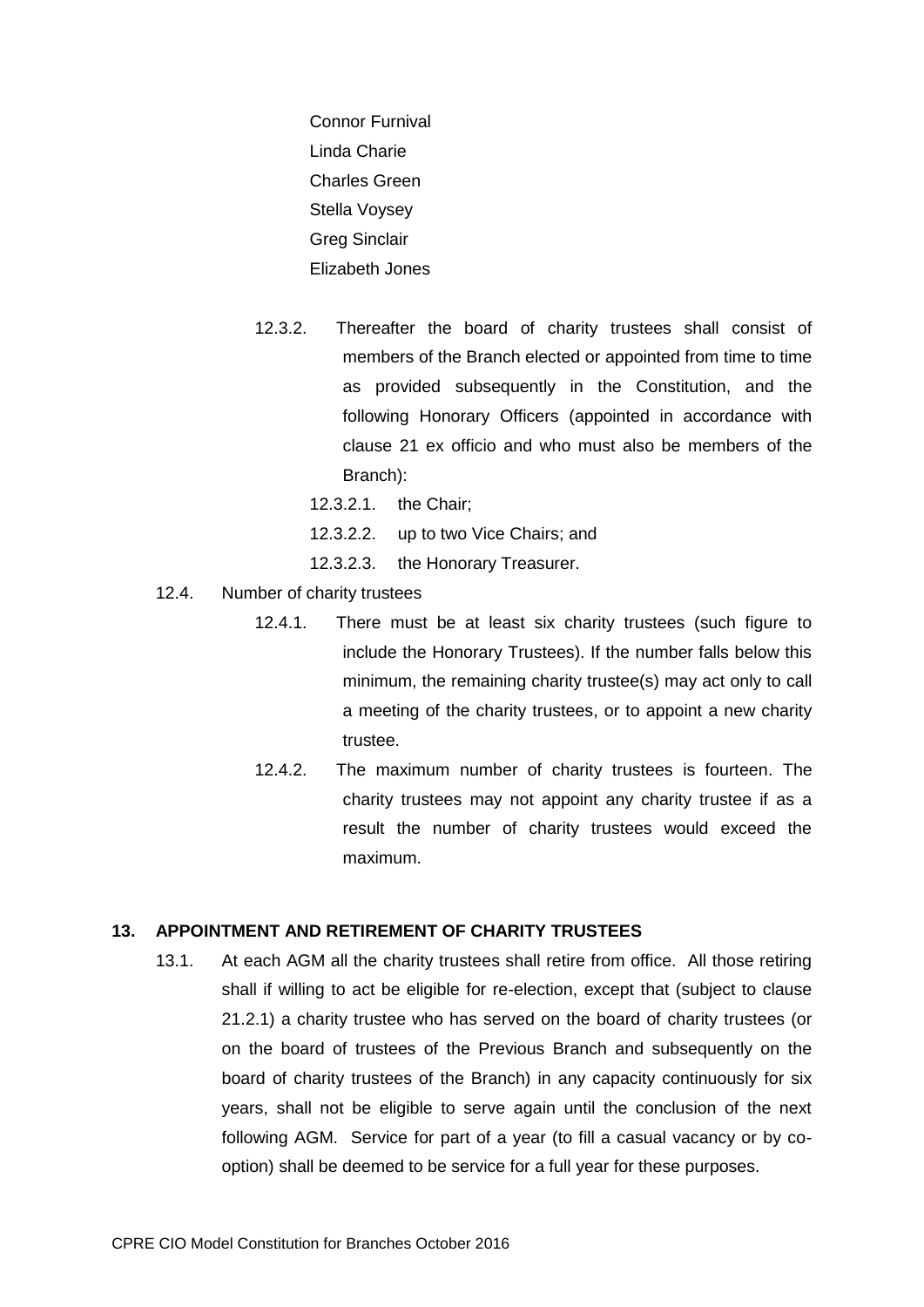Connor Furnival
Linda Charie
Charles Green
Stella Voysey
Greg Sinclair
Elizabeth Jones

12.3.2. Thereafter the board of charity trustees shall consist of members of the Branch elected or appointed from time to time as provided subsequently in the Constitution, and the following Honorary Officers (appointed in accordance with clause 21 ex officio and who must also be members of the Branch):

12.3.2.1. the Chair;

12.3.2.2. up to two Vice Chairs; and

12.3.2.3. the Honorary Treasurer.

12.4. Number of charity trustees

12.4.1. There must be at least six charity trustees (such figure to include the Honorary Trustees). If the number falls below this minimum, the remaining charity trustee(s) may act only to call a meeting of the charity trustees, or to appoint a new charity trustee.

12.4.2. The maximum number of charity trustees is fourteen. The charity trustees may not appoint any charity trustee if as a result the number of charity trustees would exceed the maximum.

**13. APPOINTMENT AND RETIREMENT OF CHARITY TRUSTEES**

13.1. At each AGM all the charity trustees shall retire from office. All those retiring shall if willing to act be eligible for re-election, except that (subject to clause 21.2.1) a charity trustee who has served on the board of charity trustees (or on the board of trustees of the Previous Branch and subsequently on the board of charity trustees of the Branch) in any capacity continuously for six years, shall not be eligible to serve again until the conclusion of the next following AGM. Service for part of a year (to fill a casual vacancy or by co-option) shall be deemed to be service for a full year for these purposes.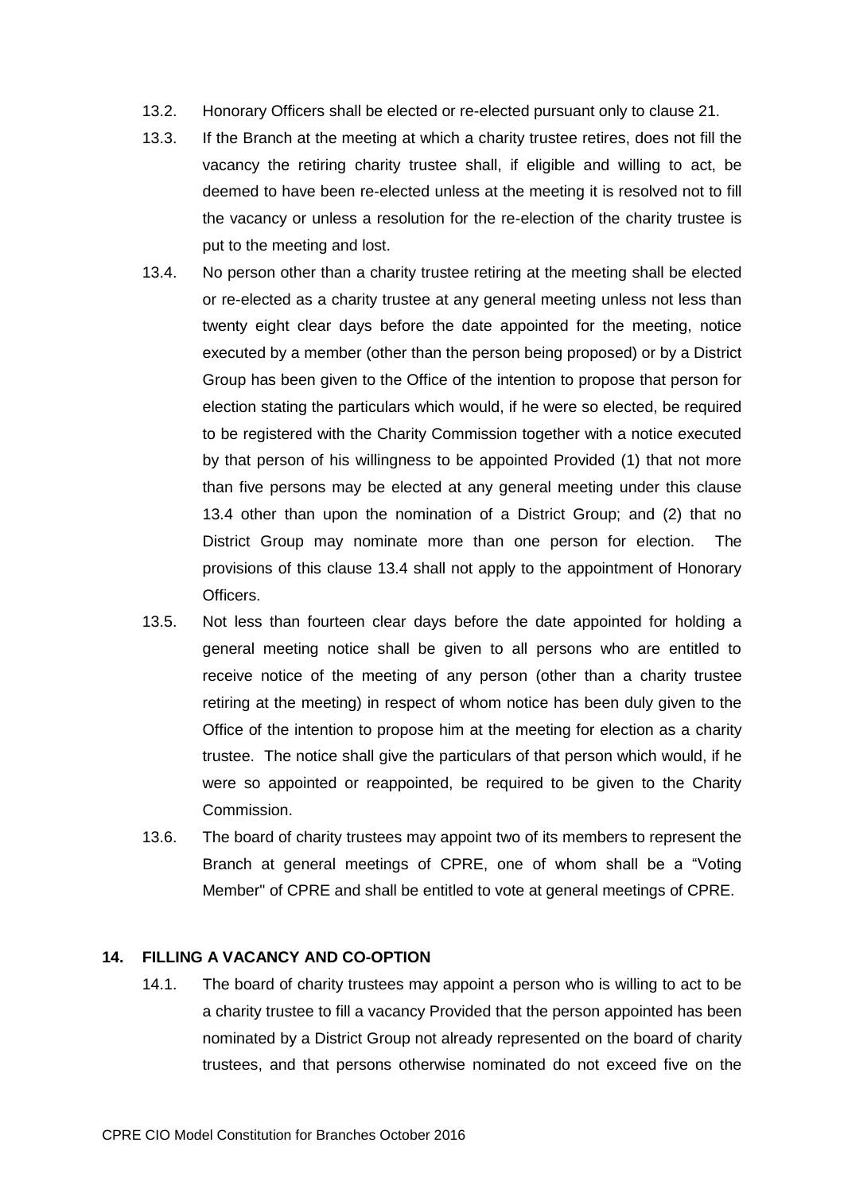13.2. Honorary Officers shall be elected or re-elected pursuant only to clause 21.

13.3. If the Branch at the meeting at which a charity trustee retires, does not fill the vacancy the retiring charity trustee shall, if eligible and willing to act, be deemed to have been re-elected unless at the meeting it is resolved not to fill the vacancy or unless a resolution for the re-election of the charity trustee is put to the meeting and lost.

13.4. No person other than a charity trustee retiring at the meeting shall be elected or re-elected as a charity trustee at any general meeting unless not less than twenty eight clear days before the date appointed for the meeting, notice executed by a member (other than the person being proposed) or by a District Group has been given to the Office of the intention to propose that person for election stating the particulars which would, if he were so elected, be required to be registered with the Charity Commission together with a notice executed by that person of his willingness to be appointed Provided (1) that not more than five persons may be elected at any general meeting under this clause 13.4 other than upon the nomination of a District Group; and (2) that no District Group may nominate more than one person for election. The provisions of this clause 13.4 shall not apply to the appointment of Honorary Officers.

13.5. Not less than fourteen clear days before the date appointed for holding a general meeting notice shall be given to all persons who are entitled to receive notice of the meeting of any person (other than a charity trustee retiring at the meeting) in respect of whom notice has been duly given to the Office of the intention to propose him at the meeting for election as a charity trustee. The notice shall give the particulars of that person which would, if he were so appointed or reappointed, be required to be given to the Charity Commission.

13.6. The board of charity trustees may appoint two of its members to represent the Branch at general meetings of CPRE, one of whom shall be a "Voting Member" of CPRE and shall be entitled to vote at general meetings of CPRE.

## 14. FILLING A VACANCY AND CO-OPTION

14.1. The board of charity trustees may appoint a person who is willing to act to be a charity trustee to fill a vacancy Provided that the person appointed has been nominated by a District Group not already represented on the board of charity trustees, and that persons otherwise nominated do not exceed five on the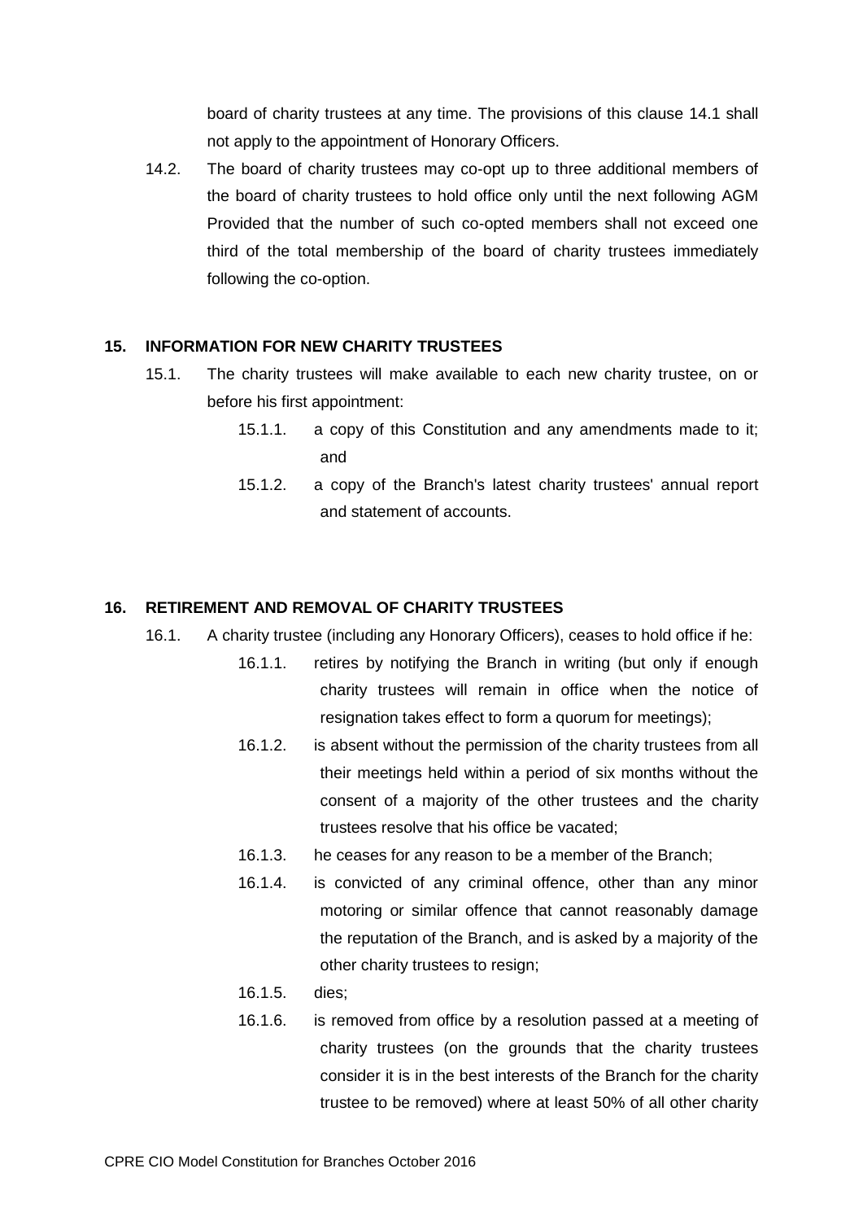board of charity trustees at any time. The provisions of this clause 14.1 shall not apply to the appointment of Honorary Officers.

14.2. The board of charity trustees may co-opt up to three additional members of the board of charity trustees to hold office only until the next following AGM Provided that the number of such co-opted members shall not exceed one third of the total membership of the board of charity trustees immediately following the co-option.

## 15. INFORMATION FOR NEW CHARITY TRUSTEES

15.1. The charity trustees will make available to each new charity trustee, on or before his first appointment:

15.1.1. a copy of this Constitution and any amendments made to it; and

15.1.2. a copy of the Branch's latest charity trustees' annual report and statement of accounts.

## 16. RETIREMENT AND REMOVAL OF CHARITY TRUSTEES

16.1. A charity trustee (including any Honorary Officers), ceases to hold office if he:

16.1.1. retires by notifying the Branch in writing (but only if enough charity trustees will remain in office when the notice of resignation takes effect to form a quorum for meetings);

16.1.2. is absent without the permission of the charity trustees from all their meetings held within a period of six months without the consent of a majority of the other trustees and the charity trustees resolve that his office be vacated;

16.1.3. he ceases for any reason to be a member of the Branch;

16.1.4. is convicted of any criminal offence, other than any minor motoring or similar offence that cannot reasonably damage the reputation of the Branch, and is asked by a majority of the other charity trustees to resign;

16.1.5. dies;

16.1.6. is removed from office by a resolution passed at a meeting of charity trustees (on the grounds that the charity trustees consider it is in the best interests of the Branch for the charity trustee to be removed) where at least 50% of all other charity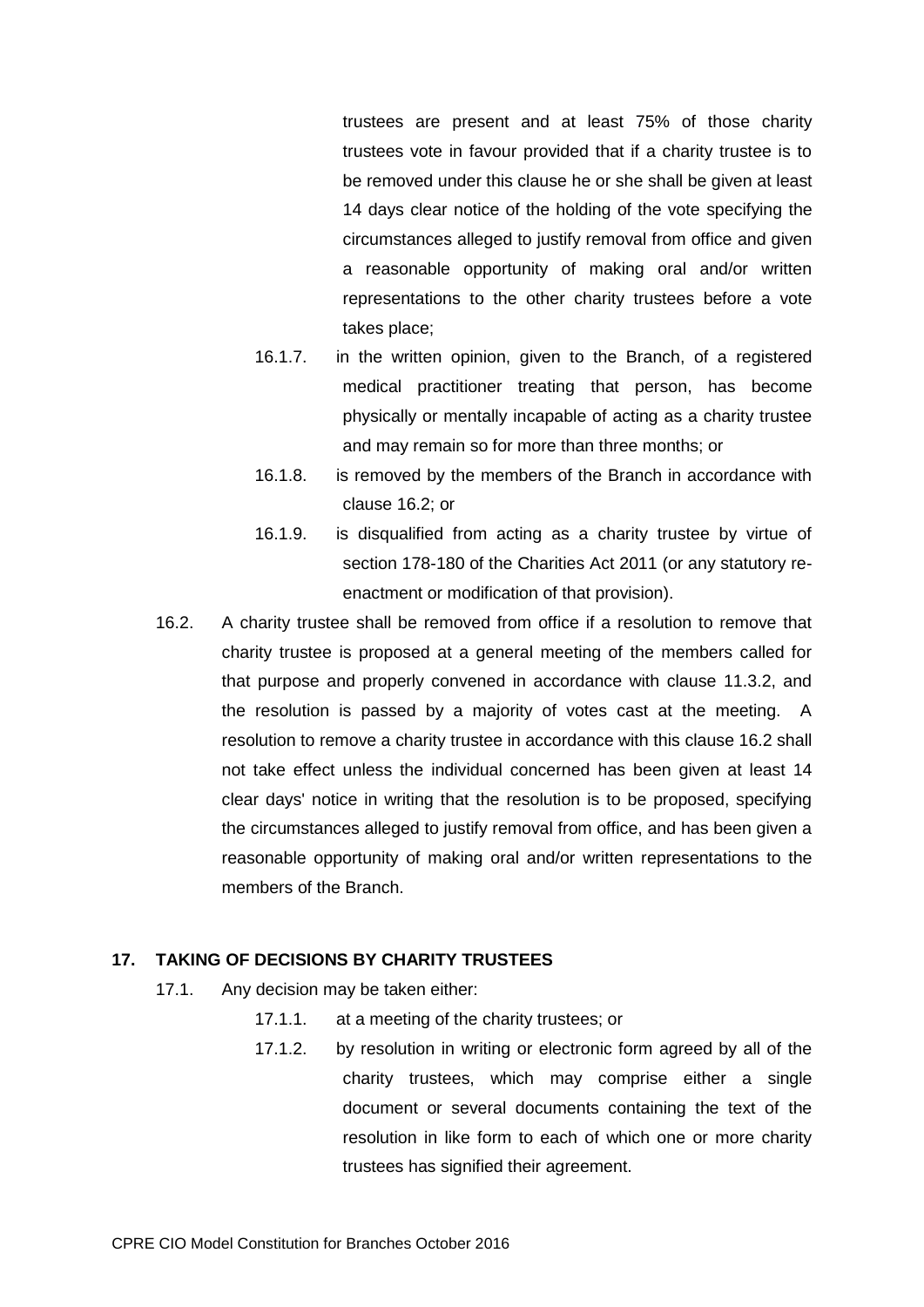trustees are present and at least 75% of those charity trustees vote in favour provided that if a charity trustee is to be removed under this clause he or she shall be given at least 14 days clear notice of the holding of the vote specifying the circumstances alleged to justify removal from office and given a reasonable opportunity of making oral and/or written representations to the other charity trustees before a vote takes place;

16.1.7. in the written opinion, given to the Branch, of a registered medical practitioner treating that person, has become physically or mentally incapable of acting as a charity trustee and may remain so for more than three months; or

16.1.8. is removed by the members of the Branch in accordance with clause 16.2; or

16.1.9. is disqualified from acting as a charity trustee by virtue of section 178-180 of the Charities Act 2011 (or any statutory re-enactment or modification of that provision).

16.2. A charity trustee shall be removed from office if a resolution to remove that charity trustee is proposed at a general meeting of the members called for that purpose and properly convened in accordance with clause 11.3.2, and the resolution is passed by a majority of votes cast at the meeting. A resolution to remove a charity trustee in accordance with this clause 16.2 shall not take effect unless the individual concerned has been given at least 14 clear days' notice in writing that the resolution is to be proposed, specifying the circumstances alleged to justify removal from office, and has been given a reasonable opportunity of making oral and/or written representations to the members of the Branch.

## 17. TAKING OF DECISIONS BY CHARITY TRUSTEES

17.1. Any decision may be taken either:

17.1.1. at a meeting of the charity trustees; or

17.1.2. by resolution in writing or electronic form agreed by all of the charity trustees, which may comprise either a single document or several documents containing the text of the resolution in like form to each of which one or more charity trustees has signified their agreement.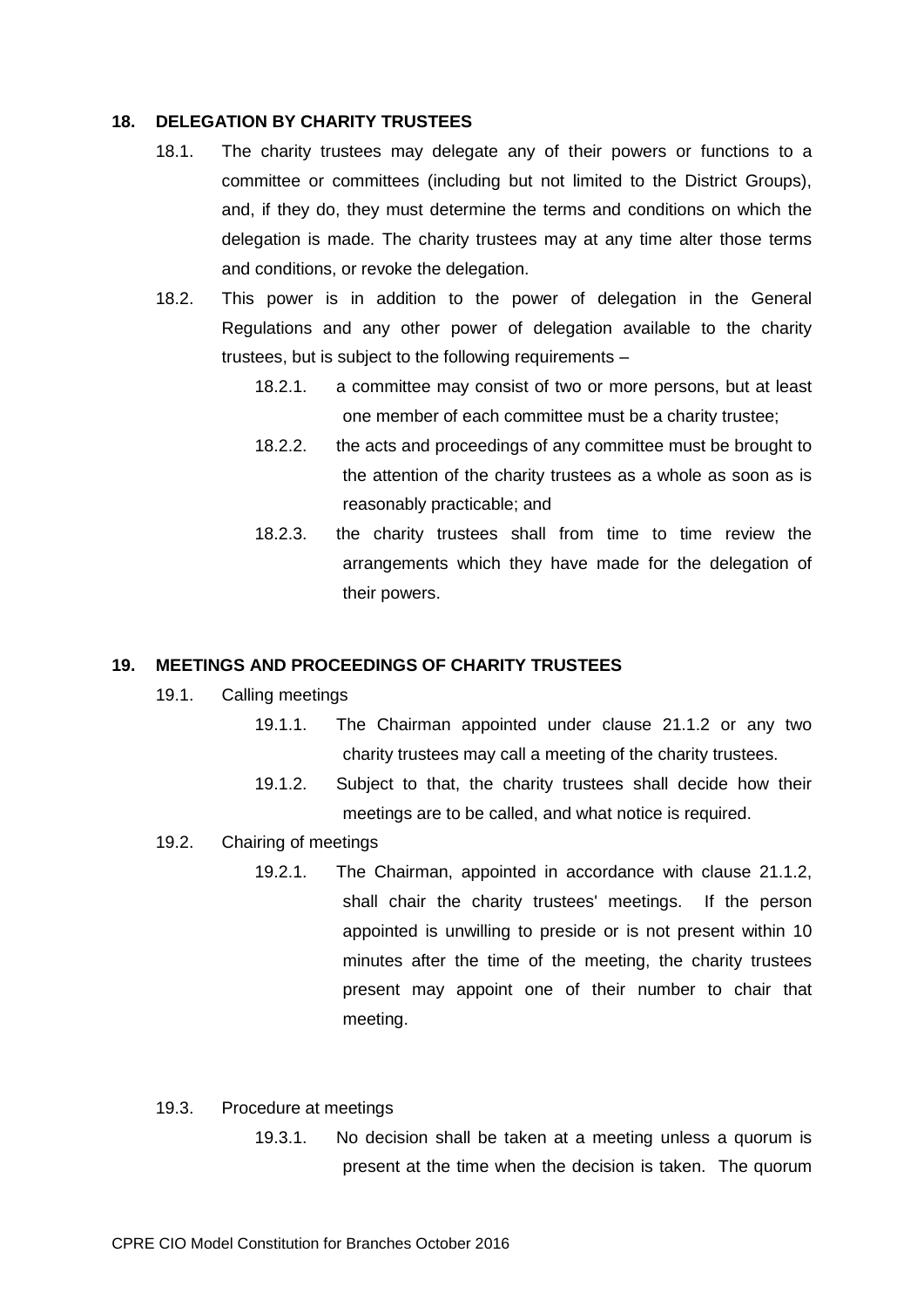## 18. DELEGATION BY CHARITY TRUSTEES

18.1. The charity trustees may delegate any of their powers or functions to a committee or committees (including but not limited to the District Groups), and, if they do, they must determine the terms and conditions on which the delegation is made. The charity trustees may at any time alter those terms and conditions, or revoke the delegation.

18.2. This power is in addition to the power of delegation in the General Regulations and any other power of delegation available to the charity trustees, but is subject to the following requirements –

18.2.1. a committee may consist of two or more persons, but at least one member of each committee must be a charity trustee;

18.2.2. the acts and proceedings of any committee must be brought to the attention of the charity trustees as a whole as soon as is reasonably practicable; and

18.2.3. the charity trustees shall from time to time review the arrangements which they have made for the delegation of their powers.

## 19. MEETINGS AND PROCEEDINGS OF CHARITY TRUSTEES

19.1. Calling meetings

19.1.1. The Chairman appointed under clause 21.1.2 or any two charity trustees may call a meeting of the charity trustees.

19.1.2. Subject to that, the charity trustees shall decide how their meetings are to be called, and what notice is required.

19.2. Chairing of meetings

19.2.1. The Chairman, appointed in accordance with clause 21.1.2, shall chair the charity trustees' meetings. If the person appointed is unwilling to preside or is not present within 10 minutes after the time of the meeting, the charity trustees present may appoint one of their number to chair that meeting.

19.3. Procedure at meetings

19.3.1. No decision shall be taken at a meeting unless a quorum is present at the time when the decision is taken. The quorum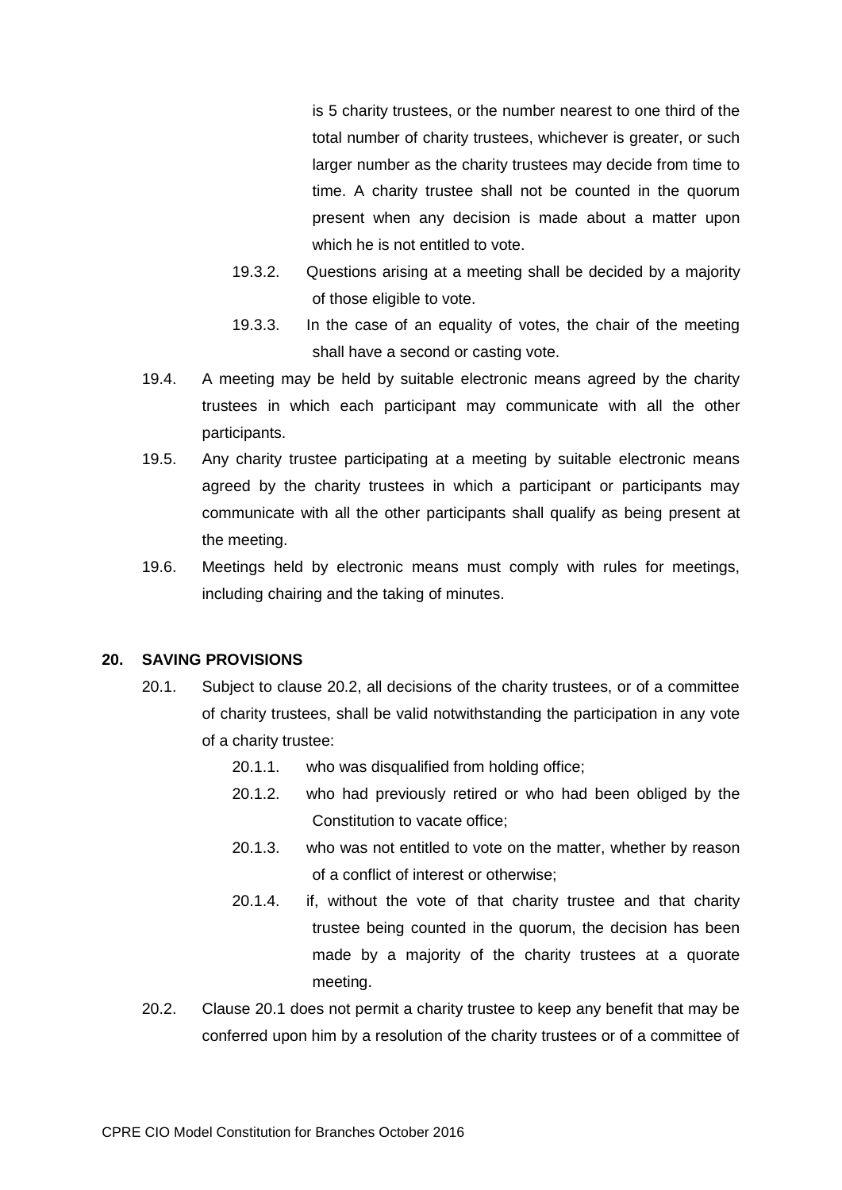is 5 charity trustees, or the number nearest to one third of the total number of charity trustees, whichever is greater, or such larger number as the charity trustees may decide from time to time. A charity trustee shall not be counted in the quorum present when any decision is made about a matter upon which he is not entitled to vote.

19.3.2. Questions arising at a meeting shall be decided by a majority of those eligible to vote.

19.3.3. In the case of an equality of votes, the chair of the meeting shall have a second or casting vote.

19.4. A meeting may be held by suitable electronic means agreed by the charity trustees in which each participant may communicate with all the other participants.

19.5. Any charity trustee participating at a meeting by suitable electronic means agreed by the charity trustees in which a participant or participants may communicate with all the other participants shall qualify as being present at the meeting.

19.6. Meetings held by electronic means must comply with rules for meetings, including chairing and the taking of minutes.

## 20. SAVING PROVISIONS

20.1. Subject to clause 20.2, all decisions of the charity trustees, or of a committee of charity trustees, shall be valid notwithstanding the participation in any vote of a charity trustee:

20.1.1. who was disqualified from holding office;

20.1.2. who had previously retired or who had been obliged by the Constitution to vacate office;

20.1.3. who was not entitled to vote on the matter, whether by reason of a conflict of interest or otherwise;

20.1.4. if, without the vote of that charity trustee and that charity trustee being counted in the quorum, the decision has been made by a majority of the charity trustees at a quorate meeting.

20.2. Clause 20.1 does not permit a charity trustee to keep any benefit that may be conferred upon him by a resolution of the charity trustees or of a committee of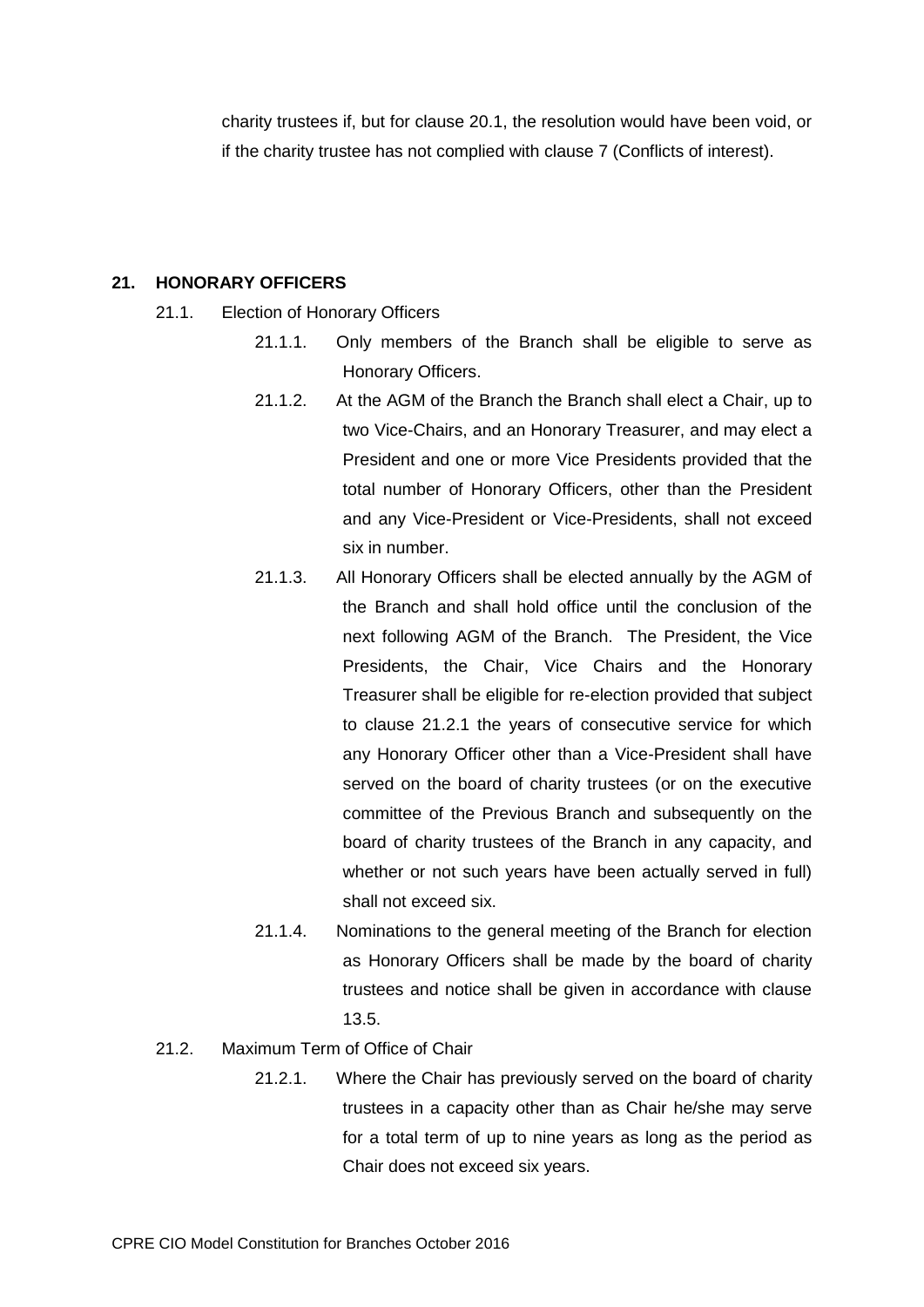charity trustees if, but for clause 20.1, the resolution would have been void, or if the charity trustee has not complied with clause 7 (Conflicts of interest).

## 21. HONORARY OFFICERS

21.1. Election of Honorary Officers

21.1.1. Only members of the Branch shall be eligible to serve as Honorary Officers.

21.1.2. At the AGM of the Branch the Branch shall elect a Chair, up to two Vice-Chairs, and an Honorary Treasurer, and may elect a President and one or more Vice Presidents provided that the total number of Honorary Officers, other than the President and any Vice-President or Vice-Presidents, shall not exceed six in number.

21.1.3. All Honorary Officers shall be elected annually by the AGM of the Branch and shall hold office until the conclusion of the next following AGM of the Branch. The President, the Vice Presidents, the Chair, Vice Chairs and the Honorary Treasurer shall be eligible for re-election provided that subject to clause 21.2.1 the years of consecutive service for which any Honorary Officer other than a Vice-President shall have served on the board of charity trustees (or on the executive committee of the Previous Branch and subsequently on the board of charity trustees of the Branch in any capacity, and whether or not such years have been actually served in full) shall not exceed six.

21.1.4. Nominations to the general meeting of the Branch for election as Honorary Officers shall be made by the board of charity trustees and notice shall be given in accordance with clause 13.5.

21.2. Maximum Term of Office of Chair

21.2.1. Where the Chair has previously served on the board of charity trustees in a capacity other than as Chair he/she may serve for a total term of up to nine years as long as the period as Chair does not exceed six years.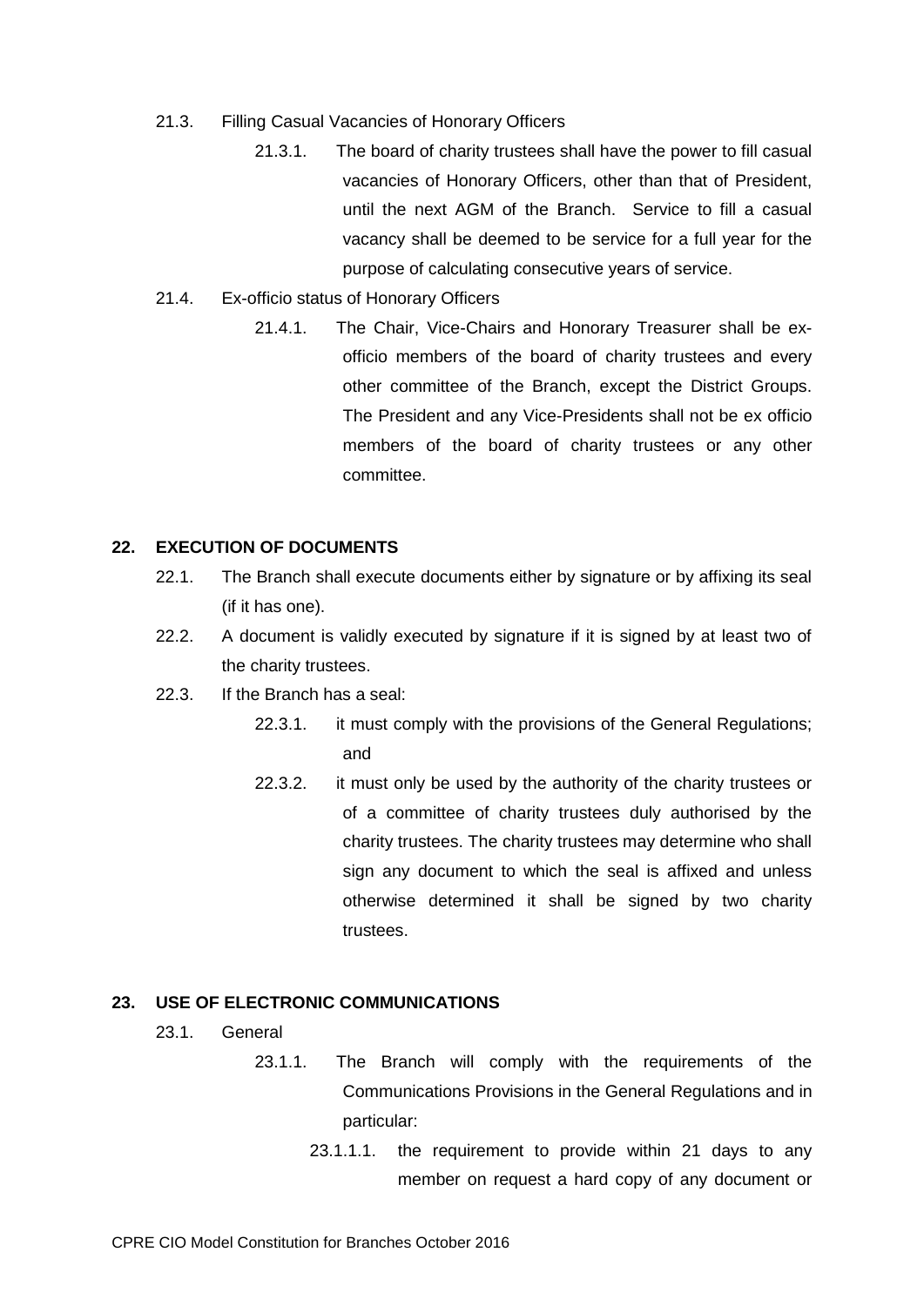21.3. Filling Casual Vacancies of Honorary Officers

21.3.1. The board of charity trustees shall have the power to fill casual vacancies of Honorary Officers, other than that of President, until the next AGM of the Branch. Service to fill a casual vacancy shall be deemed to be service for a full year for the purpose of calculating consecutive years of service.

21.4. Ex-officio status of Honorary Officers

21.4.1. The Chair, Vice-Chairs and Honorary Treasurer shall be ex-officio members of the board of charity trustees and every other committee of the Branch, except the District Groups. The President and any Vice-Presidents shall not be ex officio members of the board of charity trustees or any other committee.

## 22. EXECUTION OF DOCUMENTS

22.1. The Branch shall execute documents either by signature or by affixing its seal (if it has one).

22.2. A document is validly executed by signature if it is signed by at least two of the charity trustees.

22.3. If the Branch has a seal:

22.3.1. it must comply with the provisions of the General Regulations; and

22.3.2. it must only be used by the authority of the charity trustees or of a committee of charity trustees duly authorised by the charity trustees. The charity trustees may determine who shall sign any document to which the seal is affixed and unless otherwise determined it shall be signed by two charity trustees.

## 23. USE OF ELECTRONIC COMMUNICATIONS

23.1. General

23.1.1. The Branch will comply with the requirements of the Communications Provisions in the General Regulations and in particular:

23.1.1.1. the requirement to provide within 21 days to any member on request a hard copy of any document or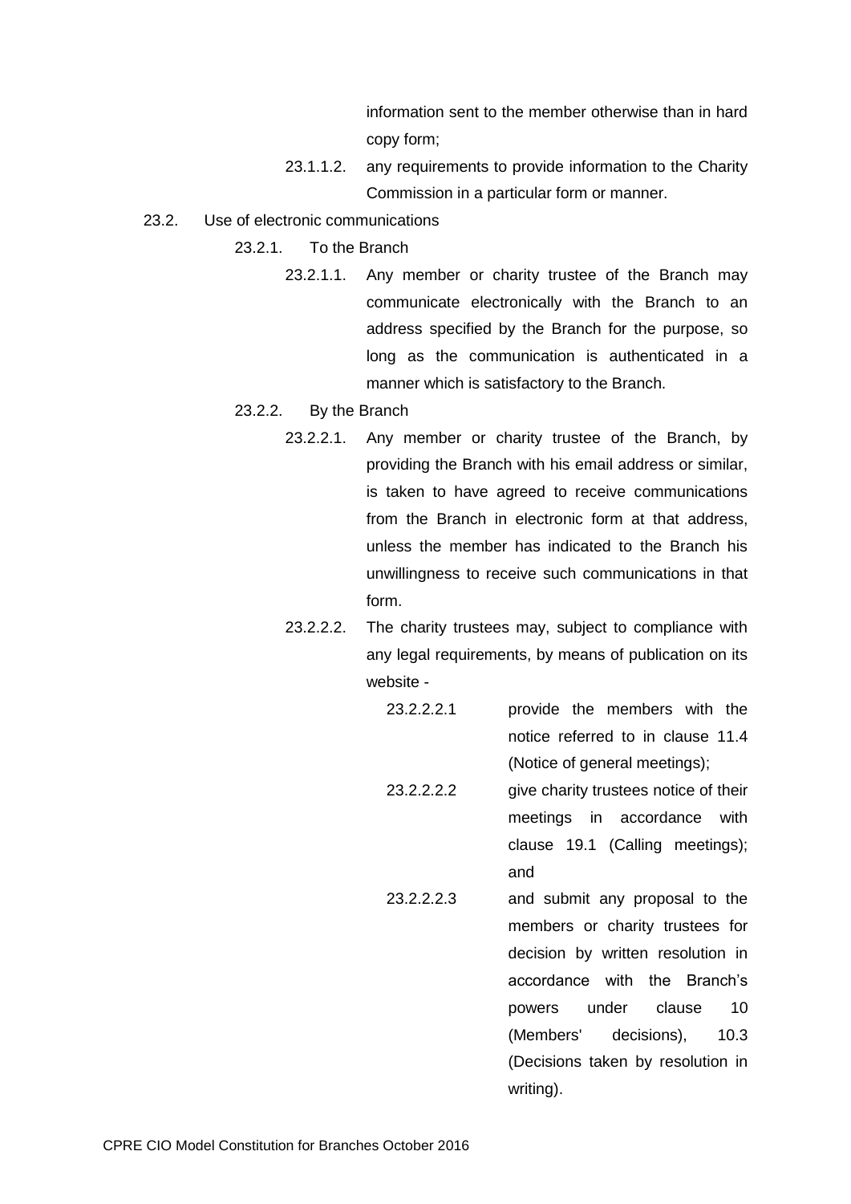information sent to the member otherwise than in hard copy form;

23.1.1.2. any requirements to provide information to the Charity Commission in a particular form or manner.

23.2. Use of electronic communications

23.2.1. To the Branch

23.2.1.1. Any member or charity trustee of the Branch may communicate electronically with the Branch to an address specified by the Branch for the purpose, so long as the communication is authenticated in a manner which is satisfactory to the Branch.

23.2.2. By the Branch

23.2.2.1. Any member or charity trustee of the Branch, by providing the Branch with his email address or similar, is taken to have agreed to receive communications from the Branch in electronic form at that address, unless the member has indicated to the Branch his unwillingness to receive such communications in that form.

23.2.2.2. The charity trustees may, subject to compliance with any legal requirements, by means of publication on its website -

23.2.2.2.1 provide the members with the notice referred to in clause 11.4 (Notice of general meetings);

23.2.2.2.2 give charity trustees notice of their meetings in accordance with clause 19.1 (Calling meetings); and

23.2.2.2.3 and submit any proposal to the members or charity trustees for decision by written resolution in accordance with the Branch's powers under clause 10 (Members' decisions), 10.3 (Decisions taken by resolution in writing).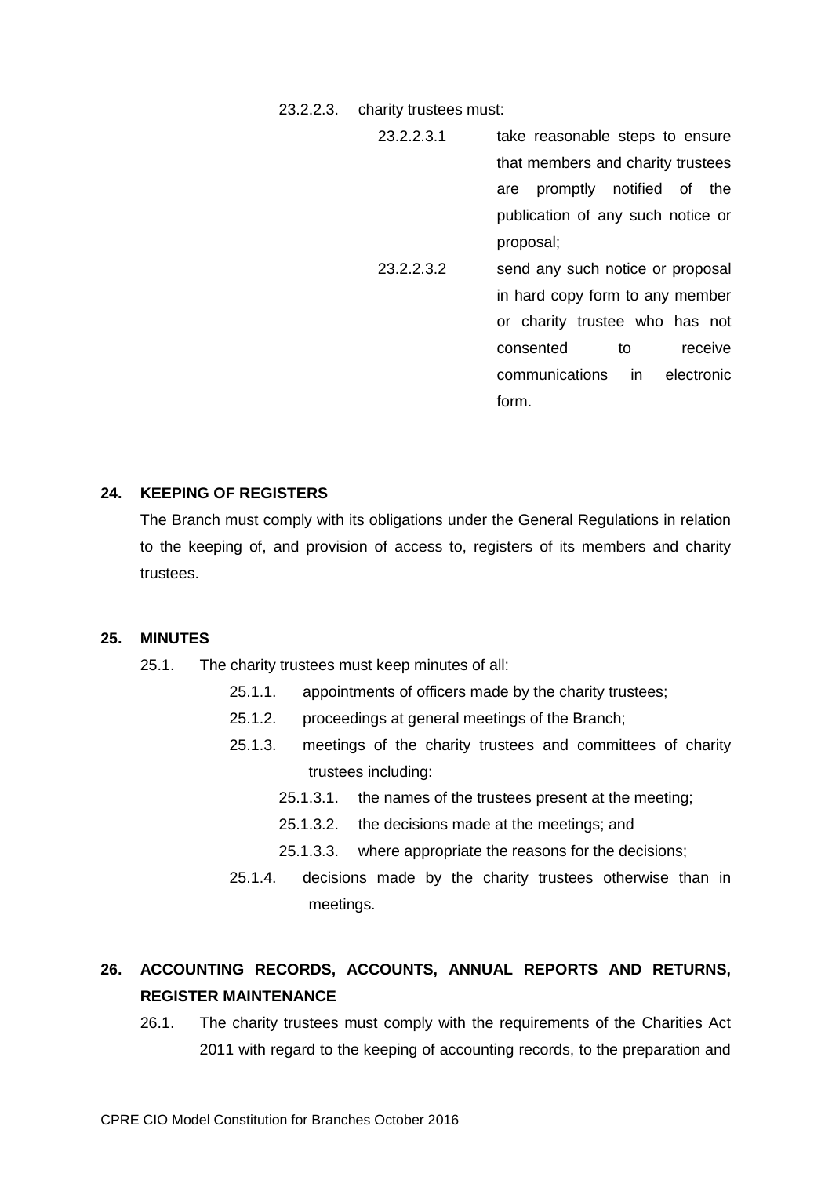23.2.2.3. charity trustees must:

23.2.2.3.1 take reasonable steps to ensure that members and charity trustees are promptly notified of the publication of any such notice or proposal;

23.2.2.3.2 send any such notice or proposal in hard copy form to any member or charity trustee who has not consented to receive communications in electronic form.

## 24. KEEPING OF REGISTERS

The Branch must comply with its obligations under the General Regulations in relation to the keeping of, and provision of access to, registers of its members and charity trustees.

## 25. MINUTES

25.1. The charity trustees must keep minutes of all:

25.1.1. appointments of officers made by the charity trustees;

25.1.2. proceedings at general meetings of the Branch;

25.1.3. meetings of the charity trustees and committees of charity trustees including:

25.1.3.1. the names of the trustees present at the meeting;

25.1.3.2. the decisions made at the meetings; and

25.1.3.3. where appropriate the reasons for the decisions;

25.1.4. decisions made by the charity trustees otherwise than in meetings.

## 26. ACCOUNTING RECORDS, ACCOUNTS, ANNUAL REPORTS AND RETURNS, REGISTER MAINTENANCE

26.1. The charity trustees must comply with the requirements of the Charities Act 2011 with regard to the keeping of accounting records, to the preparation and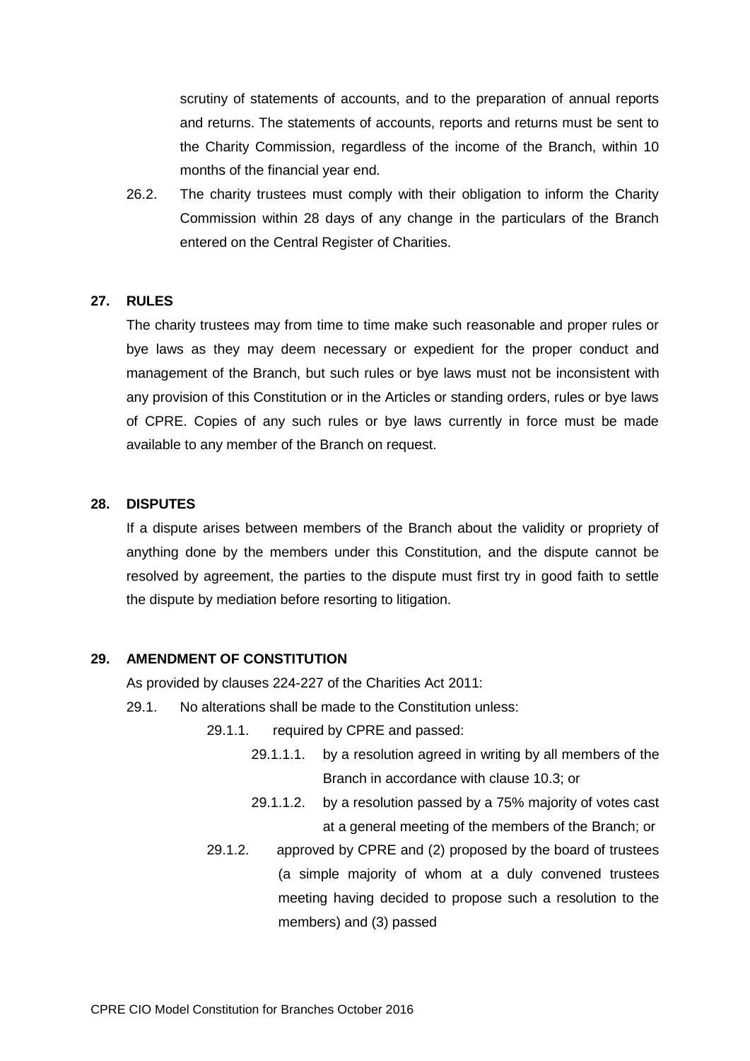scrutiny of statements of accounts, and to the preparation of annual reports and returns. The statements of accounts, reports and returns must be sent to the Charity Commission, regardless of the income of the Branch, within 10 months of the financial year end.

26.2. The charity trustees must comply with their obligation to inform the Charity Commission within 28 days of any change in the particulars of the Branch entered on the Central Register of Charities.

**27. RULES**

The charity trustees may from time to time make such reasonable and proper rules or bye laws as they may deem necessary or expedient for the proper conduct and management of the Branch, but such rules or bye laws must not be inconsistent with any provision of this Constitution or in the Articles or standing orders, rules or bye laws of CPRE. Copies of any such rules or bye laws currently in force must be made available to any member of the Branch on request.

**28. DISPUTES**

If a dispute arises between members of the Branch about the validity or propriety of anything done by the members under this Constitution, and the dispute cannot be resolved by agreement, the parties to the dispute must first try in good faith to settle the dispute by mediation before resorting to litigation.

**29. AMENDMENT OF CONSTITUTION**

As provided by clauses 224-227 of the Charities Act 2011:

29.1. No alterations shall be made to the Constitution unless:

29.1.1. required by CPRE and passed:

29.1.1.1. by a resolution agreed in writing by all members of the Branch in accordance with clause 10.3; or

29.1.1.2. by a resolution passed by a 75% majority of votes cast at a general meeting of the members of the Branch; or

29.1.2. approved by CPRE and (2) proposed by the board of trustees (a simple majority of whom at a duly convened trustees meeting having decided to propose such a resolution to the members) and (3) passed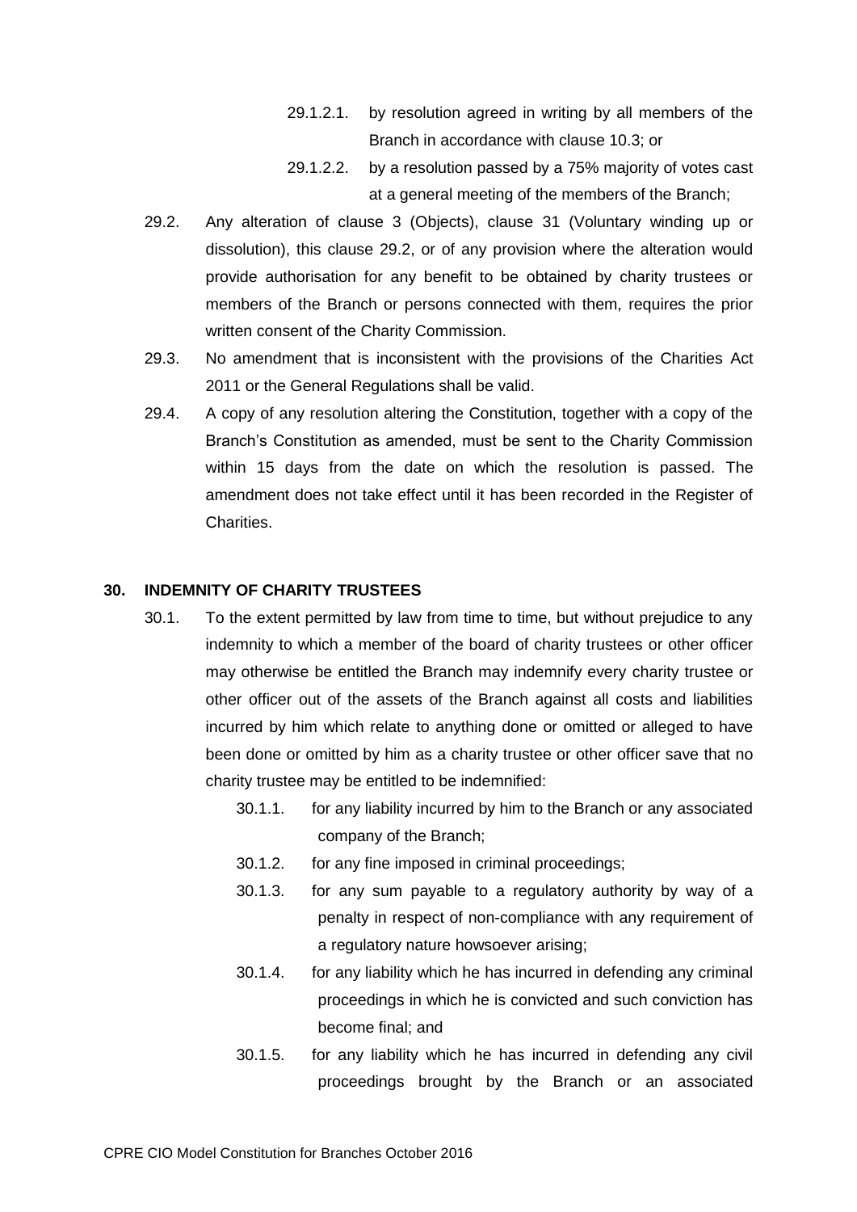29.1.2.1. by resolution agreed in writing by all members of the Branch in accordance with clause 10.3; or

29.1.2.2. by a resolution passed by a 75% majority of votes cast at a general meeting of the members of the Branch;

29.2. Any alteration of clause 3 (Objects), clause 31 (Voluntary winding up or dissolution), this clause 29.2, or of any provision where the alteration would provide authorisation for any benefit to be obtained by charity trustees or members of the Branch or persons connected with them, requires the prior written consent of the Charity Commission.

29.3. No amendment that is inconsistent with the provisions of the Charities Act 2011 or the General Regulations shall be valid.

29.4. A copy of any resolution altering the Constitution, together with a copy of the Branch's Constitution as amended, must be sent to the Charity Commission within 15 days from the date on which the resolution is passed. The amendment does not take effect until it has been recorded in the Register of Charities.

## 30. INDEMNITY OF CHARITY TRUSTEES

30.1. To the extent permitted by law from time to time, but without prejudice to any indemnity to which a member of the board of charity trustees or other officer may otherwise be entitled the Branch may indemnify every charity trustee or other officer out of the assets of the Branch against all costs and liabilities incurred by him which relate to anything done or omitted or alleged to have been done or omitted by him as a charity trustee or other officer save that no charity trustee may be entitled to be indemnified:

30.1.1. for any liability incurred by him to the Branch or any associated company of the Branch;

30.1.2. for any fine imposed in criminal proceedings;

30.1.3. for any sum payable to a regulatory authority by way of a penalty in respect of non-compliance with any requirement of a regulatory nature howsoever arising;

30.1.4. for any liability which he has incurred in defending any criminal proceedings in which he is convicted and such conviction has become final; and

30.1.5. for any liability which he has incurred in defending any civil proceedings brought by the Branch or an associated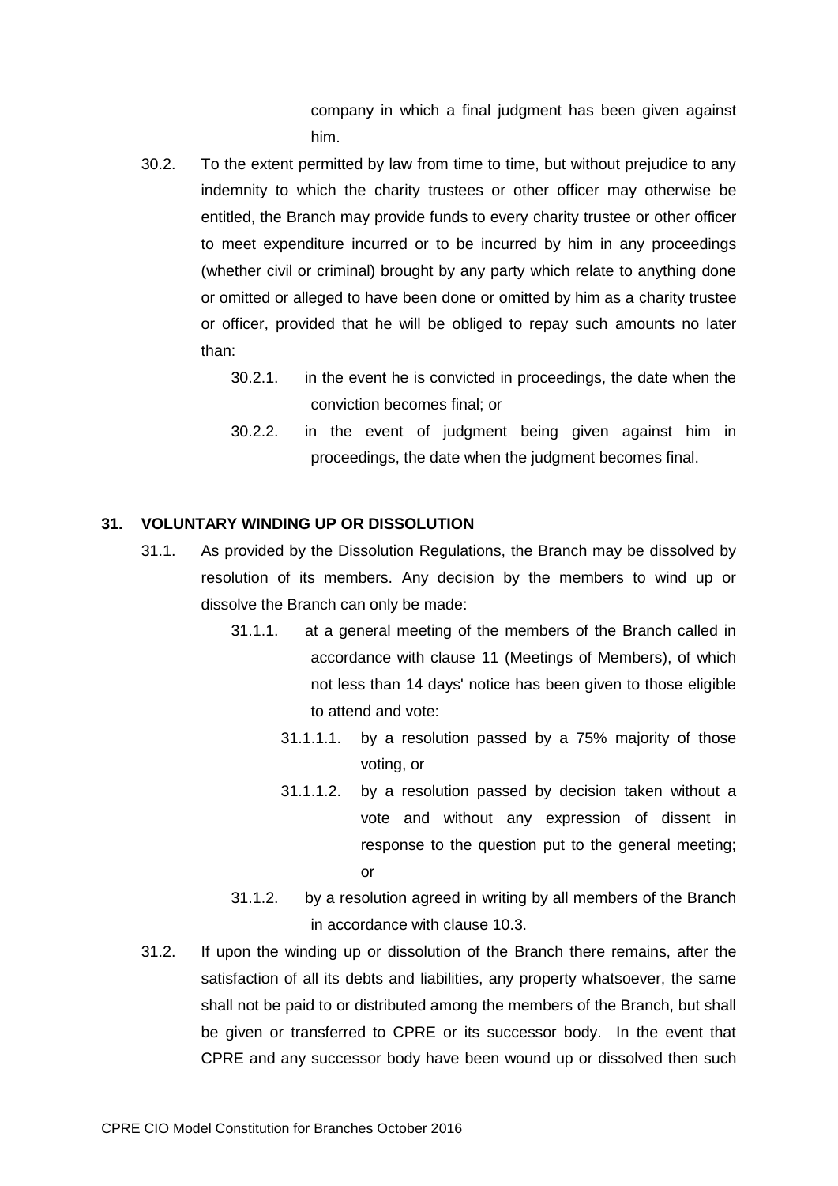company in which a final judgment has been given against him.

30.2. To the extent permitted by law from time to time, but without prejudice to any indemnity to which the charity trustees or other officer may otherwise be entitled, the Branch may provide funds to every charity trustee or other officer to meet expenditure incurred or to be incurred by him in any proceedings (whether civil or criminal) brought by any party which relate to anything done or omitted or alleged to have been done or omitted by him as a charity trustee or officer, provided that he will be obliged to repay such amounts no later than:

30.2.1. in the event he is convicted in proceedings, the date when the conviction becomes final; or

30.2.2. in the event of judgment being given against him in proceedings, the date when the judgment becomes final.

**31. VOLUNTARY WINDING UP OR DISSOLUTION**

31.1. As provided by the Dissolution Regulations, the Branch may be dissolved by resolution of its members. Any decision by the members to wind up or dissolve the Branch can only be made:

31.1.1. at a general meeting of the members of the Branch called in accordance with clause 11 (Meetings of Members), of which not less than 14 days' notice has been given to those eligible to attend and vote:

31.1.1.1. by a resolution passed by a 75% majority of those voting, or

31.1.1.2. by a resolution passed by decision taken without a vote and without any expression of dissent in response to the question put to the general meeting; or

31.1.2. by a resolution agreed in writing by all members of the Branch in accordance with clause 10.3.

31.2. If upon the winding up or dissolution of the Branch there remains, after the satisfaction of all its debts and liabilities, any property whatsoever, the same shall not be paid to or distributed among the members of the Branch, but shall be given or transferred to CPRE or its successor body. In the event that CPRE and any successor body have been wound up or dissolved then such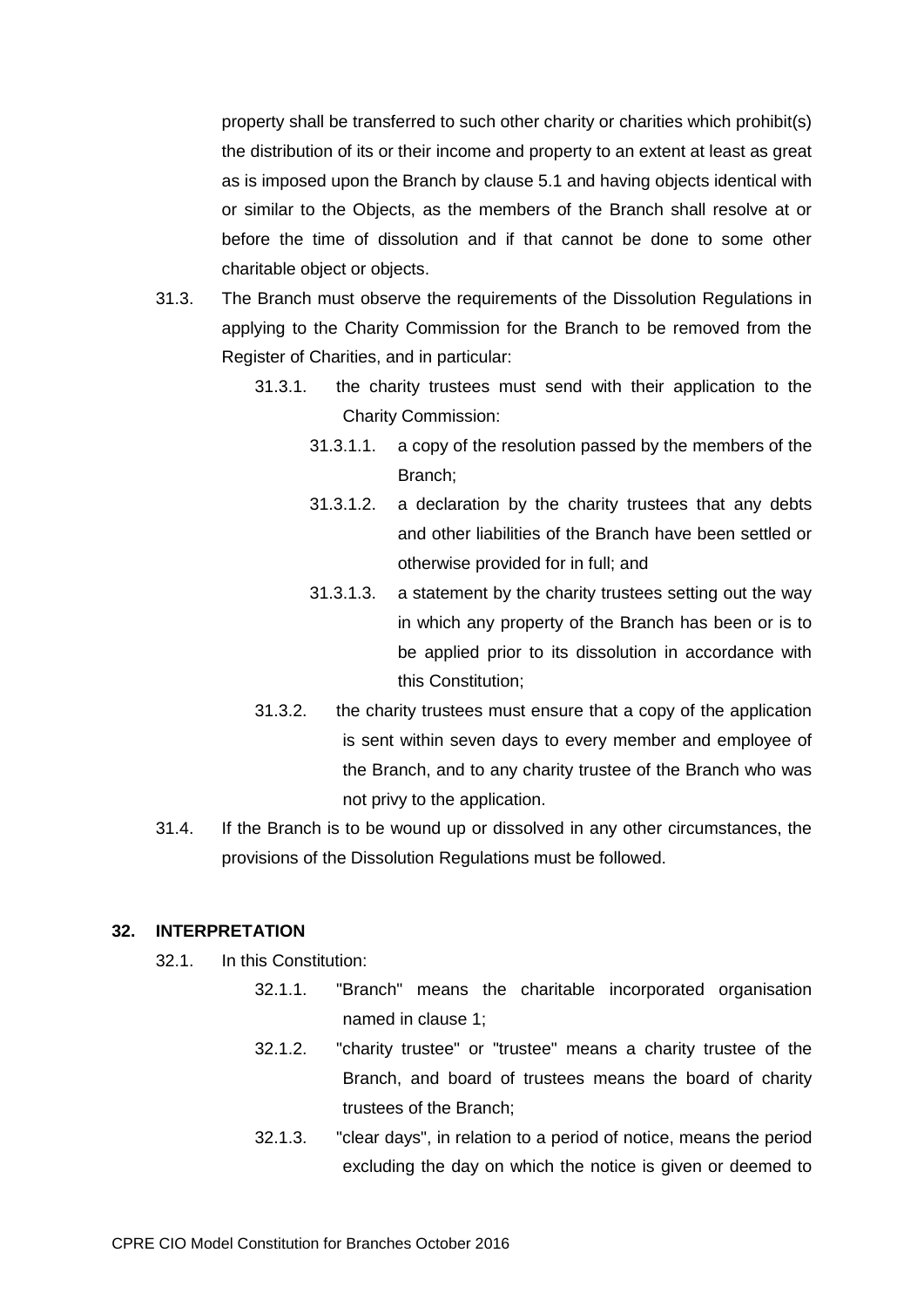property shall be transferred to such other charity or charities which prohibit(s) the distribution of its or their income and property to an extent at least as great as is imposed upon the Branch by clause 5.1 and having objects identical with or similar to the Objects, as the members of the Branch shall resolve at or before the time of dissolution and if that cannot be done to some other charitable object or objects.

31.3. The Branch must observe the requirements of the Dissolution Regulations in applying to the Charity Commission for the Branch to be removed from the Register of Charities, and in particular:

31.3.1. the charity trustees must send with their application to the Charity Commission:

31.3.1.1. a copy of the resolution passed by the members of the Branch;

31.3.1.2. a declaration by the charity trustees that any debts and other liabilities of the Branch have been settled or otherwise provided for in full; and

31.3.1.3. a statement by the charity trustees setting out the way in which any property of the Branch has been or is to be applied prior to its dissolution in accordance with this Constitution;

31.3.2. the charity trustees must ensure that a copy of the application is sent within seven days to every member and employee of the Branch, and to any charity trustee of the Branch who was not privy to the application.

31.4. If the Branch is to be wound up or dissolved in any other circumstances, the provisions of the Dissolution Regulations must be followed.

## 32. INTERPRETATION

32.1. In this Constitution:

32.1.1. "Branch" means the charitable incorporated organisation named in clause 1;

32.1.2. "charity trustee" or "trustee" means a charity trustee of the Branch, and board of trustees means the board of charity trustees of the Branch;

32.1.3. "clear days", in relation to a period of notice, means the period excluding the day on which the notice is given or deemed to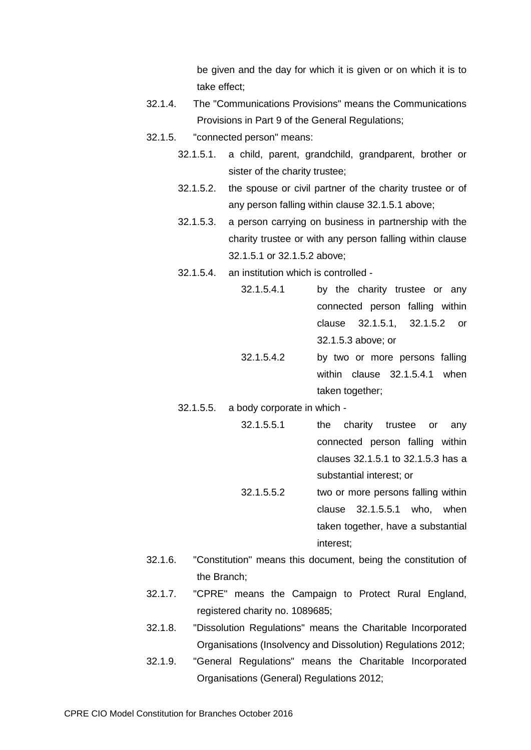be given and the day for which it is given or on which it is to take effect;

32.1.4. The "Communications Provisions" means the Communications Provisions in Part 9 of the General Regulations;

32.1.5. "connected person" means:

- 32.1.5.1. a child, parent, grandchild, grandparent, brother or sister of the charity trustee;
- 32.1.5.2. the spouse or civil partner of the charity trustee or of any person falling within clause 32.1.5.1 above;
- 32.1.5.3. a person carrying on business in partnership with the charity trustee or with any person falling within clause 32.1.5.1 or 32.1.5.2 above;
- 32.1.5.4. an institution which is controlled -
  - 32.1.5.4.1 by the charity trustee or any connected person falling within clause 32.1.5.1, 32.1.5.2 or 32.1.5.3 above; or
  - 32.1.5.4.2 by two or more persons falling within clause 32.1.5.4.1 when taken together;
- 32.1.5.5. a body corporate in which -
  - 32.1.5.5.1 the charity trustee or any connected person falling within clauses 32.1.5.1 to 32.1.5.3 has a substantial interest; or
  - 32.1.5.5.2 two or more persons falling within clause 32.1.5.5.1 who, when taken together, have a substantial interest;

32.1.6. "Constitution" means this document, being the constitution of the Branch;

32.1.7. "CPRE" means the Campaign to Protect Rural England, registered charity no. 1089685;

32.1.8. "Dissolution Regulations" means the Charitable Incorporated Organisations (Insolvency and Dissolution) Regulations 2012;

32.1.9. "General Regulations" means the Charitable Incorporated Organisations (General) Regulations 2012;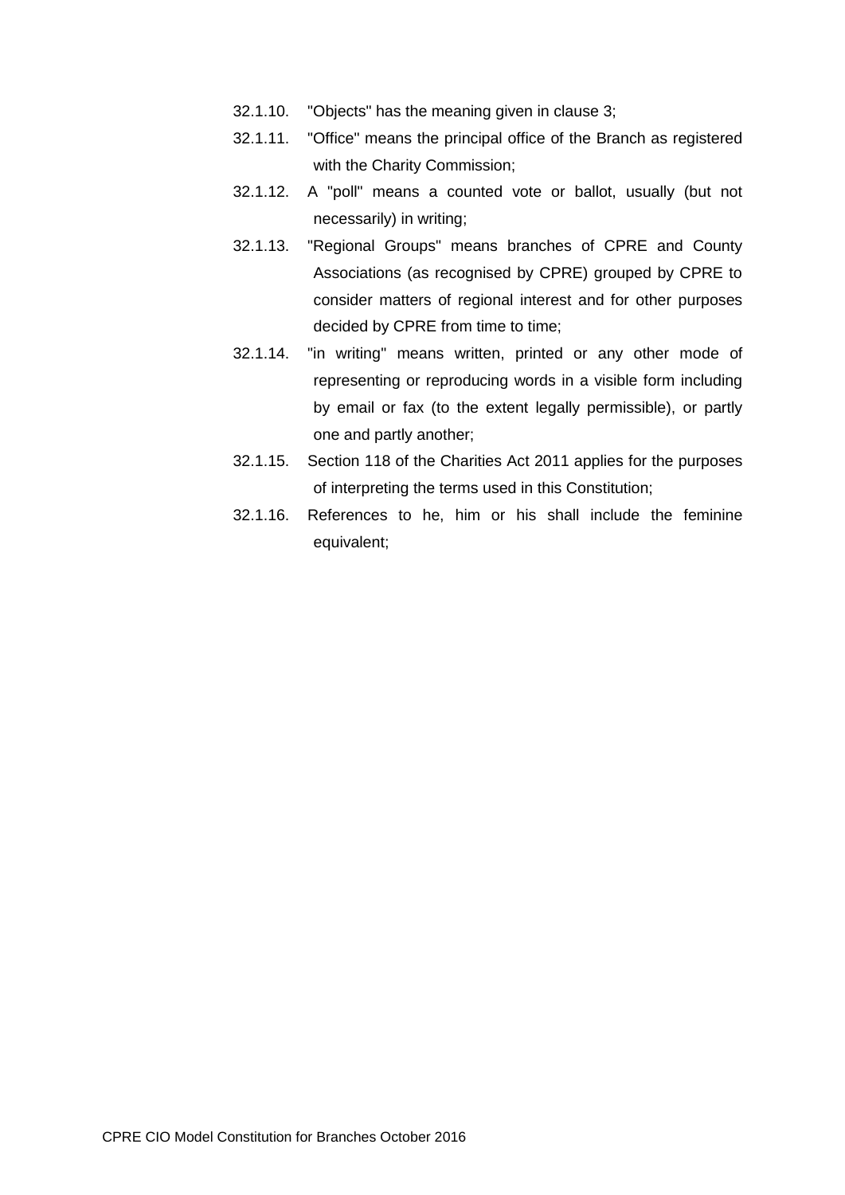32.1.10. "Objects" has the meaning given in clause 3;

32.1.11. "Office" means the principal office of the Branch as registered with the Charity Commission;

32.1.12. A "poll" means a counted vote or ballot, usually (but not necessarily) in writing;

32.1.13. "Regional Groups" means branches of CPRE and County Associations (as recognised by CPRE) grouped by CPRE to consider matters of regional interest and for other purposes decided by CPRE from time to time;

32.1.14. "in writing" means written, printed or any other mode of representing or reproducing words in a visible form including by email or fax (to the extent legally permissible), or partly one and partly another;

32.1.15. Section 118 of the Charities Act 2011 applies for the purposes of interpreting the terms used in this Constitution;

32.1.16. References to he, him or his shall include the feminine equivalent;